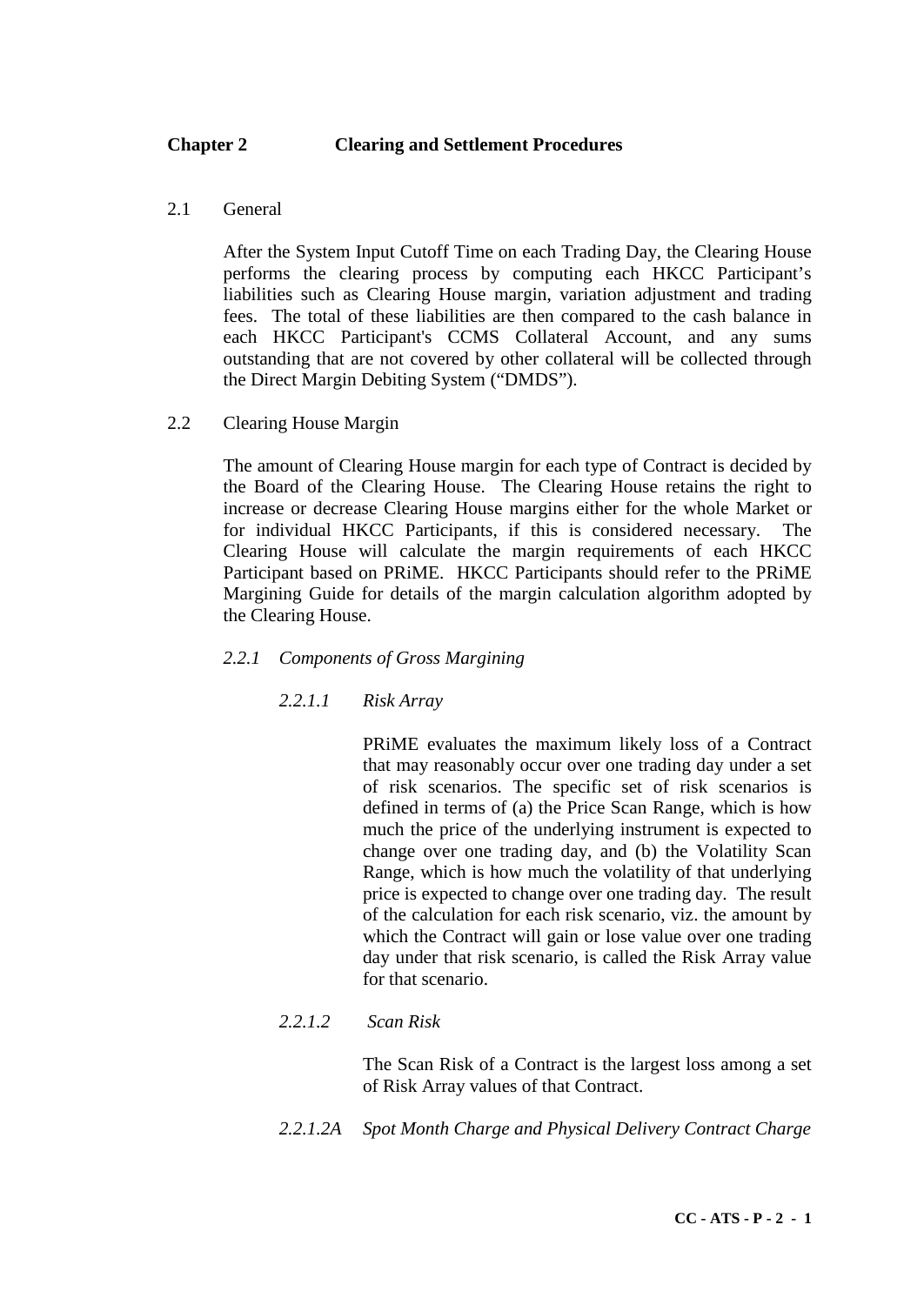# Chapter 2 Clearing and Settlement Procedures

## 2.1 General

After the System Input Cutoff Time on each Trading Day, the Clearing House performs the clearing process by computing each HKCC Participant's liabilities such as Clearing House margin, variation adjustment and trading fees. The total of these liabilities are then compared to the cash balance in each HKCC Participant's CCMS Collateral Account, and any sums outstanding that are not covered by other collateral will be collected through the Direct Margin Debiting System ("DMDS").

## 2.2 Clearing House Margin

The amount of Clearing House margin for each type of Contract is decided by the Board of the Clearing House. The Clearing House retains the right to increase or decrease Clearing House margins either for the whole Market or for individual HKCC Participants, if this is considered necessary. The Clearing House will calculate the margin requirements of each HKCC Participant based on PRiME. HKCC Participants should refer to the PRiME Margining Guide for details of the margin calculation algorithm adopted by the Clearing House.

### *2.2.1 Components of Gross Margining*

#### *2.2.1.1 Risk Array*

PRiME evaluates the maximum likely loss of a Contract that may reasonably occur over one trading day under a set of risk scenarios. The specific set of risk scenarios is defined in terms of (a) the Price Scan Range, which is how much the price of the underlying instrument is expected to change over one trading day, and (b) the Volatility Scan Range, which is how much the volatility of that underlying price is expected to change over one trading day. The result of the calculation for each risk scenario, viz. the amount by which the Contract will gain or lose value over one trading day under that risk scenario, is called the Risk Array value for that scenario.

#### *2.2.1.2 Scan Risk*

The Scan Risk of a Contract is the largest loss among a set of Risk Array values of that Contract.

#### *2.2.1.2A Spot Month Charge and Physical Delivery Contract Charge*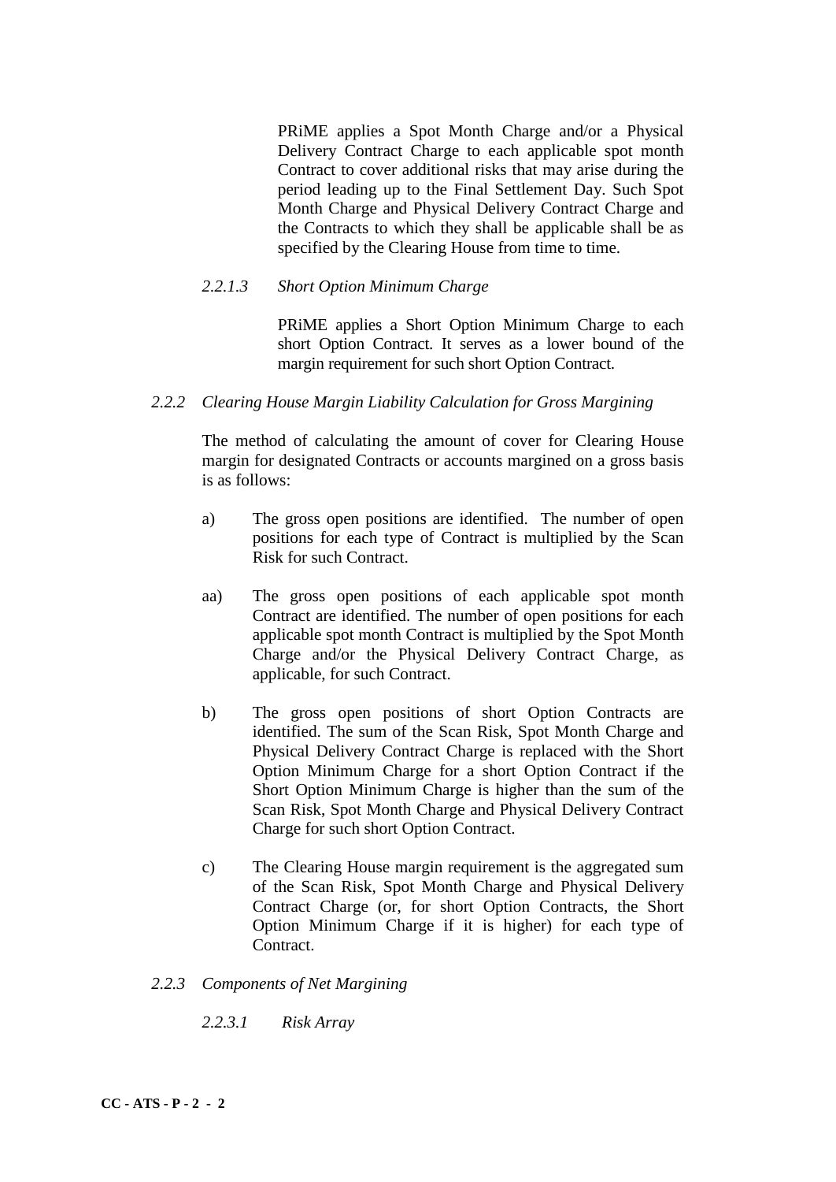PRiME applies a Spot Month Charge and/or a Physical Delivery Contract Charge to each applicable spot month Contract to cover additional risks that may arise during the period leading up to the Final Settlement Day. Such Spot Month Charge and Physical Delivery Contract Charge and the Contracts to which they shall be applicable shall be as specified by the Clearing House from time to time.

*2.2.1.3 Short Option Minimum Charge*

PRiME applies a Short Option Minimum Charge to each short Option Contract. It serves as a lower bound of the margin requirement for such short Option Contract.

*2.2.2 Clearing House Margin Liability Calculation for Gross Margining*

The method of calculating the amount of cover for Clearing House margin for designated Contracts or accounts margined on a gross basis is as follows:

a) The gross open positions are identified. The number of open positions for each type of Contract is multiplied by the Scan Risk for such Contract.

aa) The gross open positions of each applicable spot month Contract are identified. The number of open positions for each applicable spot month Contract is multiplied by the Spot Month Charge and/or the Physical Delivery Contract Charge, as applicable, for such Contract.

b) The gross open positions of short Option Contracts are identified. The sum of the Scan Risk, Spot Month Charge and Physical Delivery Contract Charge is replaced with the Short Option Minimum Charge for a short Option Contract if the Short Option Minimum Charge is higher than the sum of the Scan Risk, Spot Month Charge and Physical Delivery Contract Charge for such short Option Contract.

c) The Clearing House margin requirement is the aggregated sum of the Scan Risk, Spot Month Charge and Physical Delivery Contract Charge (or, for short Option Contracts, the Short Option Minimum Charge if it is higher) for each type of Contract.

*2.2.3 Components of Net Margining*

*2.2.3.1 Risk Array*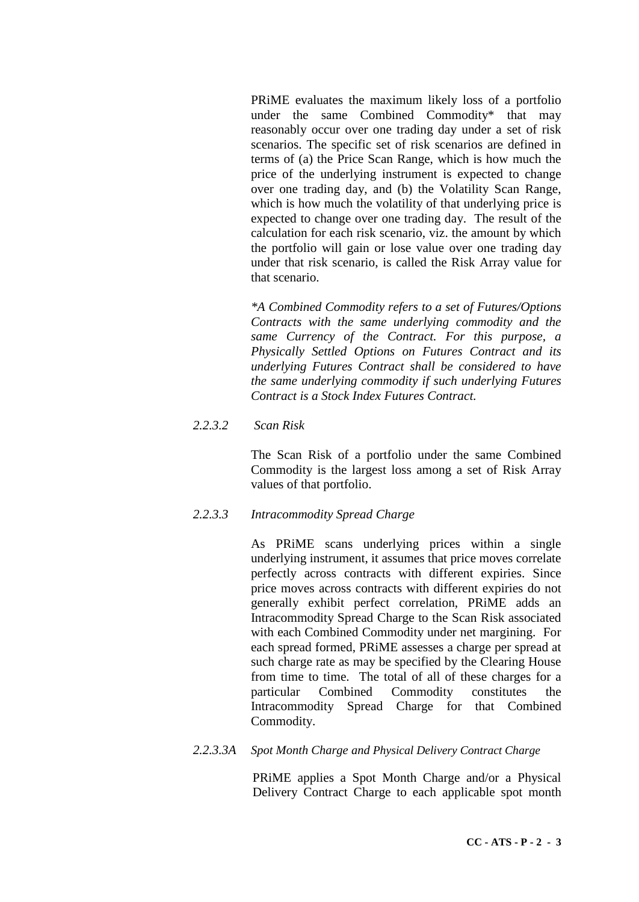PRiME evaluates the maximum likely loss of a portfolio under the same Combined Commodity* that may reasonably occur over one trading day under a set of risk scenarios. The specific set of risk scenarios are defined in terms of (a) the Price Scan Range, which is how much the price of the underlying instrument is expected to change over one trading day, and (b) the Volatility Scan Range, which is how much the volatility of that underlying price is expected to change over one trading day. The result of the calculation for each risk scenario, viz. the amount by which the portfolio will gain or lose value over one trading day under that risk scenario, is called the Risk Array value for that scenario.

*\*A Combined Commodity refers to a set of Futures/Options Contracts with the same underlying commodity and the same Currency of the Contract. For this purpose, a Physically Settled Options on Futures Contract and its underlying Futures Contract shall be considered to have the same underlying commodity if such underlying Futures Contract is a Stock Index Futures Contract.*

*2.2.3.2 Scan Risk*

The Scan Risk of a portfolio under the same Combined Commodity is the largest loss among a set of Risk Array values of that portfolio.

*2.2.3.3 Intracommodity Spread Charge*

As PRiME scans underlying prices within a single underlying instrument, it assumes that price moves correlate perfectly across contracts with different expiries. Since price moves across contracts with different expiries do not generally exhibit perfect correlation, PRiME adds an Intracommodity Spread Charge to the Scan Risk associated with each Combined Commodity under net margining. For each spread formed, PRiME assesses a charge per spread at such charge rate as may be specified by the Clearing House from time to time. The total of all of these charges for a particular Combined Commodity constitutes the Intracommodity Spread Charge for that Combined Commodity.

*2.2.3.3A Spot Month Charge and Physical Delivery Contract Charge*

PRiME applies a Spot Month Charge and/or a Physical Delivery Contract Charge to each applicable spot month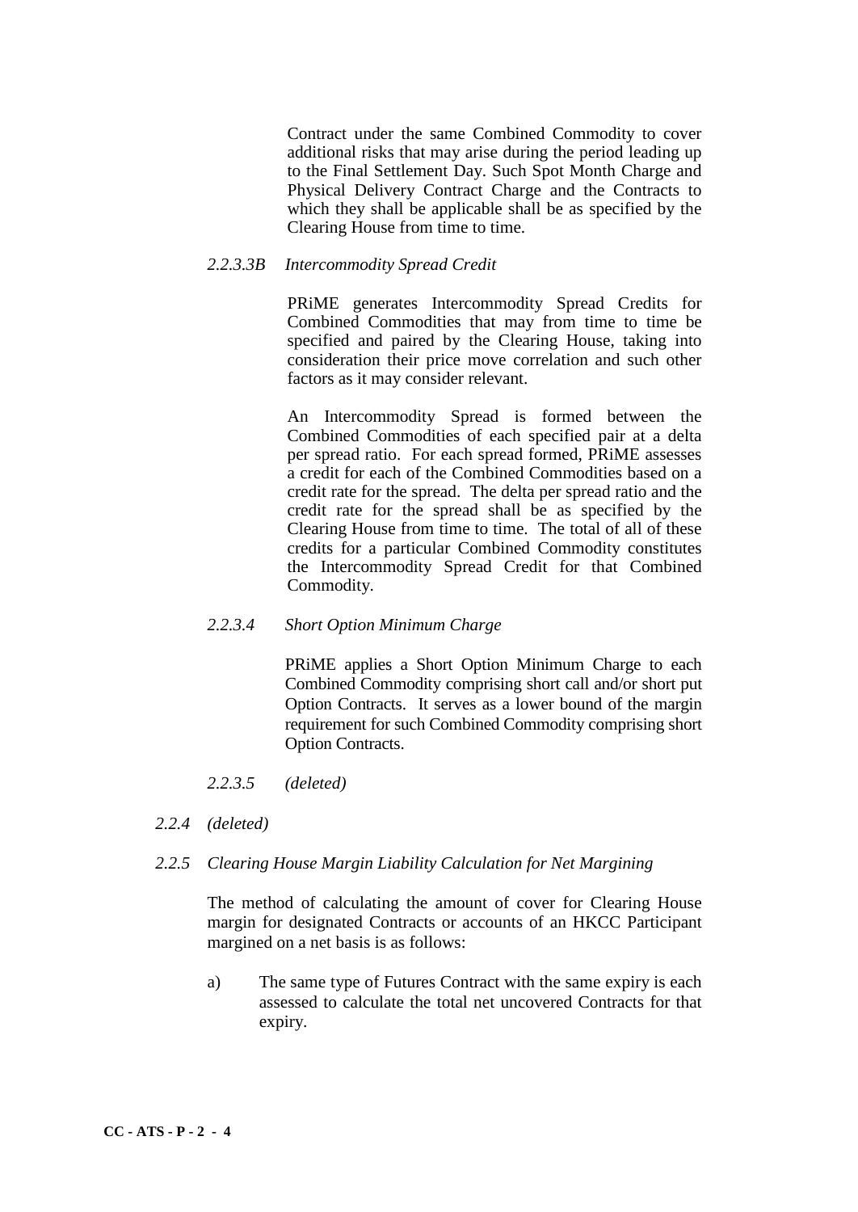Contract under the same Combined Commodity to cover additional risks that may arise during the period leading up to the Final Settlement Day. Such Spot Month Charge and Physical Delivery Contract Charge and the Contracts to which they shall be applicable shall be as specified by the Clearing House from time to time.

*2.2.3.3B Intercommodity Spread Credit*

PRiME generates Intercommodity Spread Credits for Combined Commodities that may from time to time be specified and paired by the Clearing House, taking into consideration their price move correlation and such other factors as it may consider relevant.

An Intercommodity Spread is formed between the Combined Commodities of each specified pair at a delta per spread ratio. For each spread formed, PRiME assesses a credit for each of the Combined Commodities based on a credit rate for the spread. The delta per spread ratio and the credit rate for the spread shall be as specified by the Clearing House from time to time. The total of all of these credits for a particular Combined Commodity constitutes the Intercommodity Spread Credit for that Combined Commodity.

*2.2.3.4 Short Option Minimum Charge*

PRiME applies a Short Option Minimum Charge to each Combined Commodity comprising short call and/or short put Option Contracts. It serves as a lower bound of the margin requirement for such Combined Commodity comprising short Option Contracts.

*2.2.3.5 (deleted)*

*2.2.4 (deleted)*

*2.2.5 Clearing House Margin Liability Calculation for Net Margining*

The method of calculating the amount of cover for Clearing House margin for designated Contracts or accounts of an HKCC Participant margined on a net basis is as follows:

a) The same type of Futures Contract with the same expiry is each assessed to calculate the total net uncovered Contracts for that expiry.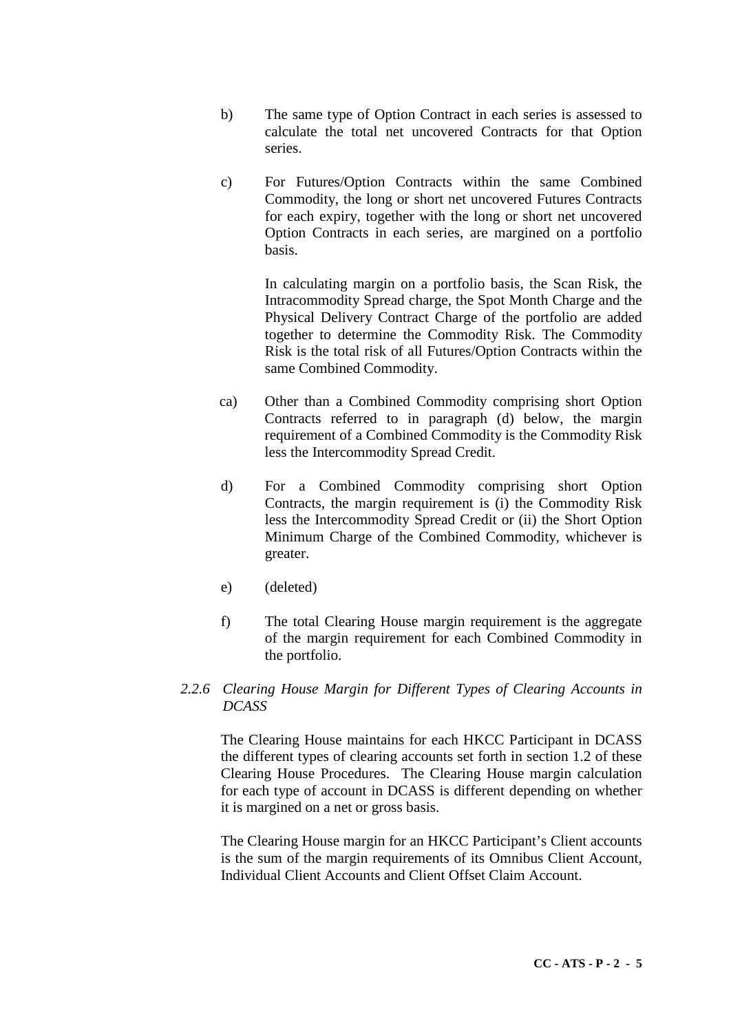b) The same type of Option Contract in each series is assessed to calculate the total net uncovered Contracts for that Option series.

c) For Futures/Option Contracts within the same Combined Commodity, the long or short net uncovered Futures Contracts for each expiry, together with the long or short net uncovered Option Contracts in each series, are margined on a portfolio basis.

   In calculating margin on a portfolio basis, the Scan Risk, the Intracommodity Spread charge, the Spot Month Charge and the Physical Delivery Contract Charge of the portfolio are added together to determine the Commodity Risk. The Commodity Risk is the total risk of all Futures/Option Contracts within the same Combined Commodity.

ca) Other than a Combined Commodity comprising short Option Contracts referred to in paragraph (d) below, the margin requirement of a Combined Commodity is the Commodity Risk less the Intercommodity Spread Credit.

d) For a Combined Commodity comprising short Option Contracts, the margin requirement is (i) the Commodity Risk less the Intercommodity Spread Credit or (ii) the Short Option Minimum Charge of the Combined Commodity, whichever is greater.

e) (deleted)

f) The total Clearing House margin requirement is the aggregate of the margin requirement for each Combined Commodity in the portfolio.

### *2.2.6 Clearing House Margin for Different Types of Clearing Accounts in DCASS*

The Clearing House maintains for each HKCC Participant in DCASS the different types of clearing accounts set forth in section 1.2 of these Clearing House Procedures. The Clearing House margin calculation for each type of account in DCASS is different depending on whether it is margined on a net or gross basis.

The Clearing House margin for an HKCC Participant's Client accounts is the sum of the margin requirements of its Omnibus Client Account, Individual Client Accounts and Client Offset Claim Account.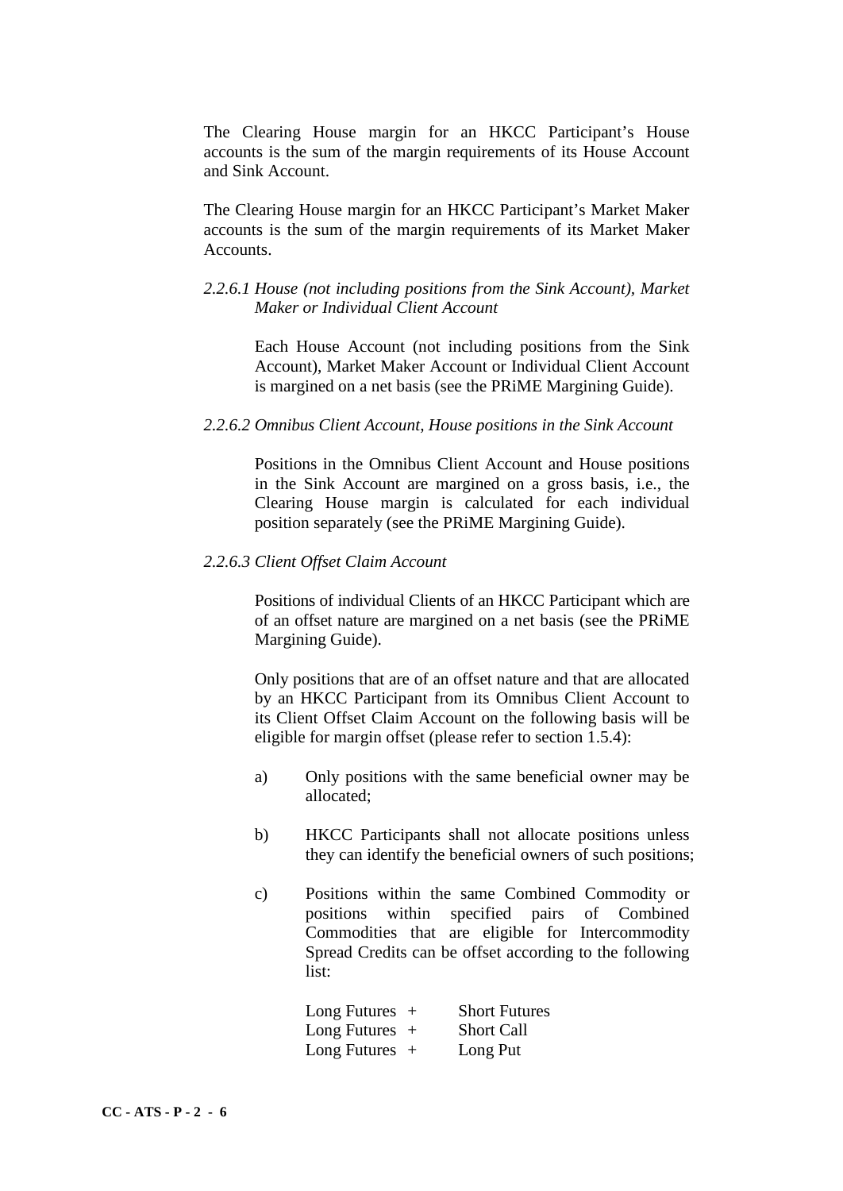The Clearing House margin for an HKCC Participant's House accounts is the sum of the margin requirements of its House Account and Sink Account.

The Clearing House margin for an HKCC Participant's Market Maker accounts is the sum of the margin requirements of its Market Maker Accounts.

*2.2.6.1 House (not including positions from the Sink Account), Market Maker or Individual Client Account*

Each House Account (not including positions from the Sink Account), Market Maker Account or Individual Client Account is margined on a net basis (see the PRiME Margining Guide).

*2.2.6.2 Omnibus Client Account, House positions in the Sink Account*

Positions in the Omnibus Client Account and House positions in the Sink Account are margined on a gross basis, i.e., the Clearing House margin is calculated for each individual position separately (see the PRiME Margining Guide).

*2.2.6.3 Client Offset Claim Account*

Positions of individual Clients of an HKCC Participant which are of an offset nature are margined on a net basis (see the PRiME Margining Guide).

Only positions that are of an offset nature and that are allocated by an HKCC Participant from its Omnibus Client Account to its Client Offset Claim Account on the following basis will be eligible for margin offset (please refer to section 1.5.4):

a) Only positions with the same beneficial owner may be allocated;

b) HKCC Participants shall not allocate positions unless they can identify the beneficial owners of such positions;

c) Positions within the same Combined Commodity or positions within specified pairs of Combined Commodities that are eligible for Intercommodity Spread Credits can be offset according to the following list:

Long Futures + Short Futures
Long Futures + Short Call
Long Futures + Long Put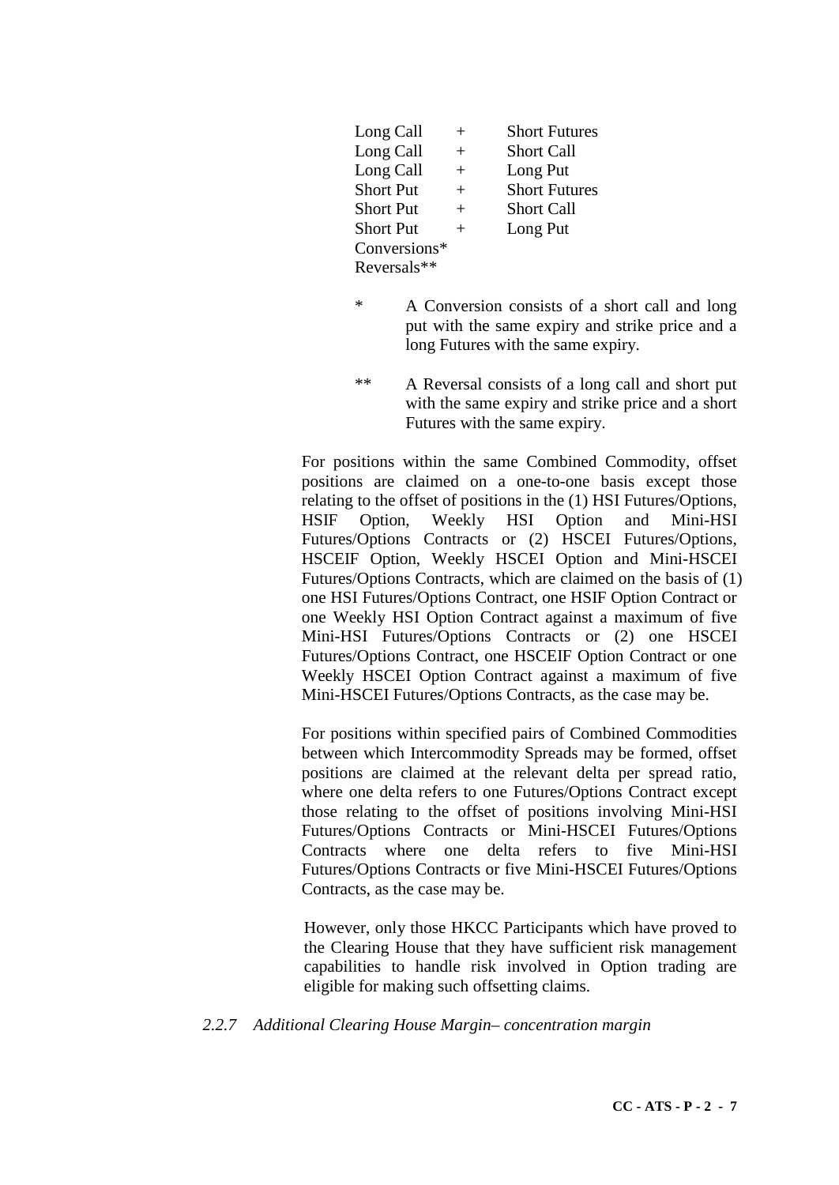| | | |
|---|---|---|
| Long Call | + | Short Futures |
| Long Call | + | Short Call |
| Long Call | + | Long Put |
| Short Put | + | Short Futures |
| Short Put | + | Short Call |
| Short Put | + | Long Put |
| Conversions* | | |
| Reversals** | | |

\* A Conversion consists of a short call and long put with the same expiry and strike price and a long Futures with the same expiry.

\** A Reversal consists of a long call and short put with the same expiry and strike price and a short Futures with the same expiry.

For positions within the same Combined Commodity, offset positions are claimed on a one-to-one basis except those relating to the offset of positions in the (1) HSI Futures/Options, HSIF Option, Weekly HSI Option and Mini-HSI Futures/Options Contracts or (2) HSCEI Futures/Options, HSCEIF Option, Weekly HSCEI Option and Mini-HSCEI Futures/Options Contracts, which are claimed on the basis of (1) one HSI Futures/Options Contract, one HSIF Option Contract or one Weekly HSI Option Contract against a maximum of five Mini-HSI Futures/Options Contracts or (2) one HSCEI Futures/Options Contract, one HSCEIF Option Contract or one Weekly HSCEI Option Contract against a maximum of five Mini-HSCEI Futures/Options Contracts, as the case may be.

For positions within specified pairs of Combined Commodities between which Intercommodity Spreads may be formed, offset positions are claimed at the relevant delta per spread ratio, where one delta refers to one Futures/Options Contract except those relating to the offset of positions involving Mini-HSI Futures/Options Contracts or Mini-HSCEI Futures/Options Contracts where one delta refers to five Mini-HSI Futures/Options Contracts or five Mini-HSCEI Futures/Options Contracts, as the case may be.

However, only those HKCC Participants which have proved to the Clearing House that they have sufficient risk management capabilities to handle risk involved in Option trading are eligible for making such offsetting claims.

*2.2.7 Additional Clearing House Margin– concentration margin*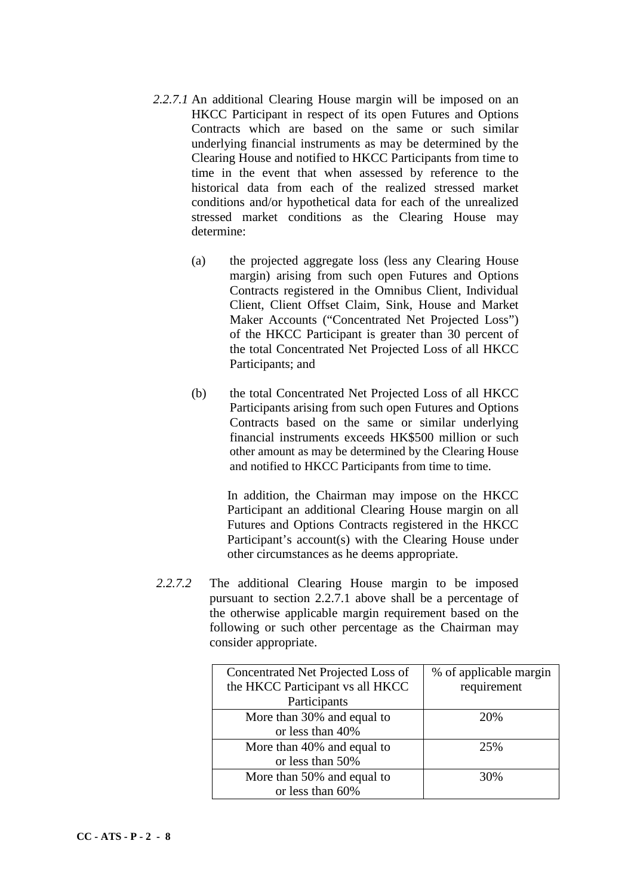*2.2.7.1* An additional Clearing House margin will be imposed on an HKCC Participant in respect of its open Futures and Options Contracts which are based on the same or such similar underlying financial instruments as may be determined by the Clearing House and notified to HKCC Participants from time to time in the event that when assessed by reference to the historical data from each of the realized stressed market conditions and/or hypothetical data for each of the unrealized stressed market conditions as the Clearing House may determine:

(a) the projected aggregate loss (less any Clearing House margin) arising from such open Futures and Options Contracts registered in the Omnibus Client, Individual Client, Client Offset Claim, Sink, House and Market Maker Accounts ("Concentrated Net Projected Loss") of the HKCC Participant is greater than 30 percent of the total Concentrated Net Projected Loss of all HKCC Participants; and

(b) the total Concentrated Net Projected Loss of all HKCC Participants arising from such open Futures and Options Contracts based on the same or similar underlying financial instruments exceeds HK$500 million or such other amount as may be determined by the Clearing House and notified to HKCC Participants from time to time.

In addition, the Chairman may impose on the HKCC Participant an additional Clearing House margin on all Futures and Options Contracts registered in the HKCC Participant's account(s) with the Clearing House under other circumstances as he deems appropriate.

*2.2.7.2* The additional Clearing House margin to be imposed pursuant to section 2.2.7.1 above shall be a percentage of the otherwise applicable margin requirement based on the following or such other percentage as the Chairman may consider appropriate.

| Concentrated Net Projected Loss of the HKCC Participant vs all HKCC Participants | % of applicable margin requirement |
|---|---|
| More than 30% and equal to or less than 40% | 20% |
| More than 40% and equal to or less than 50% | 25% |
| More than 50% and equal to or less than 60% | 30% |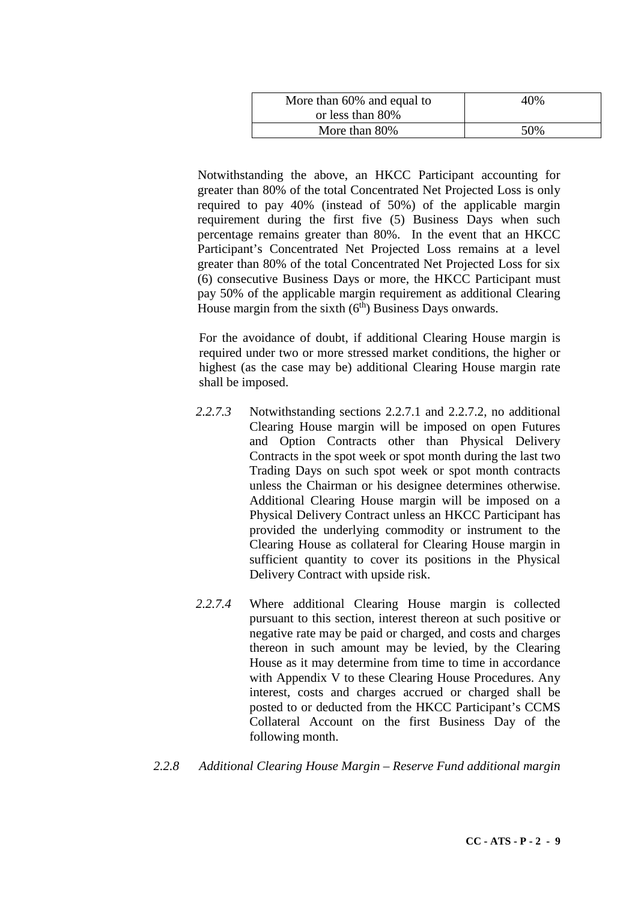| More than 60% and equal to or less than 80% | 40% |
|---|---|
| More than 80% | 50% |

Notwithstanding the above, an HKCC Participant accounting for greater than 80% of the total Concentrated Net Projected Loss is only required to pay 40% (instead of 50%) of the applicable margin requirement during the first five (5) Business Days when such percentage remains greater than 80%. In the event that an HKCC Participant's Concentrated Net Projected Loss remains at a level greater than 80% of the total Concentrated Net Projected Loss for six (6) consecutive Business Days or more, the HKCC Participant must pay 50% of the applicable margin requirement as additional Clearing House margin from the sixth (6th) Business Days onwards.

For the avoidance of doubt, if additional Clearing House margin is required under two or more stressed market conditions, the higher or highest (as the case may be) additional Clearing House margin rate shall be imposed.

*2.2.7.3* Notwithstanding sections 2.2.7.1 and 2.2.7.2, no additional Clearing House margin will be imposed on open Futures and Option Contracts other than Physical Delivery Contracts in the spot week or spot month during the last two Trading Days on such spot week or spot month contracts unless the Chairman or his designee determines otherwise. Additional Clearing House margin will be imposed on a Physical Delivery Contract unless an HKCC Participant has provided the underlying commodity or instrument to the Clearing House as collateral for Clearing House margin in sufficient quantity to cover its positions in the Physical Delivery Contract with upside risk.

*2.2.7.4* Where additional Clearing House margin is collected pursuant to this section, interest thereon at such positive or negative rate may be paid or charged, and costs and charges thereon in such amount may be levied, by the Clearing House as it may determine from time to time in accordance with Appendix V to these Clearing House Procedures. Any interest, costs and charges accrued or charged shall be posted to or deducted from the HKCC Participant's CCMS Collateral Account on the first Business Day of the following month.

*2.2.8 Additional Clearing House Margin – Reserve Fund additional margin*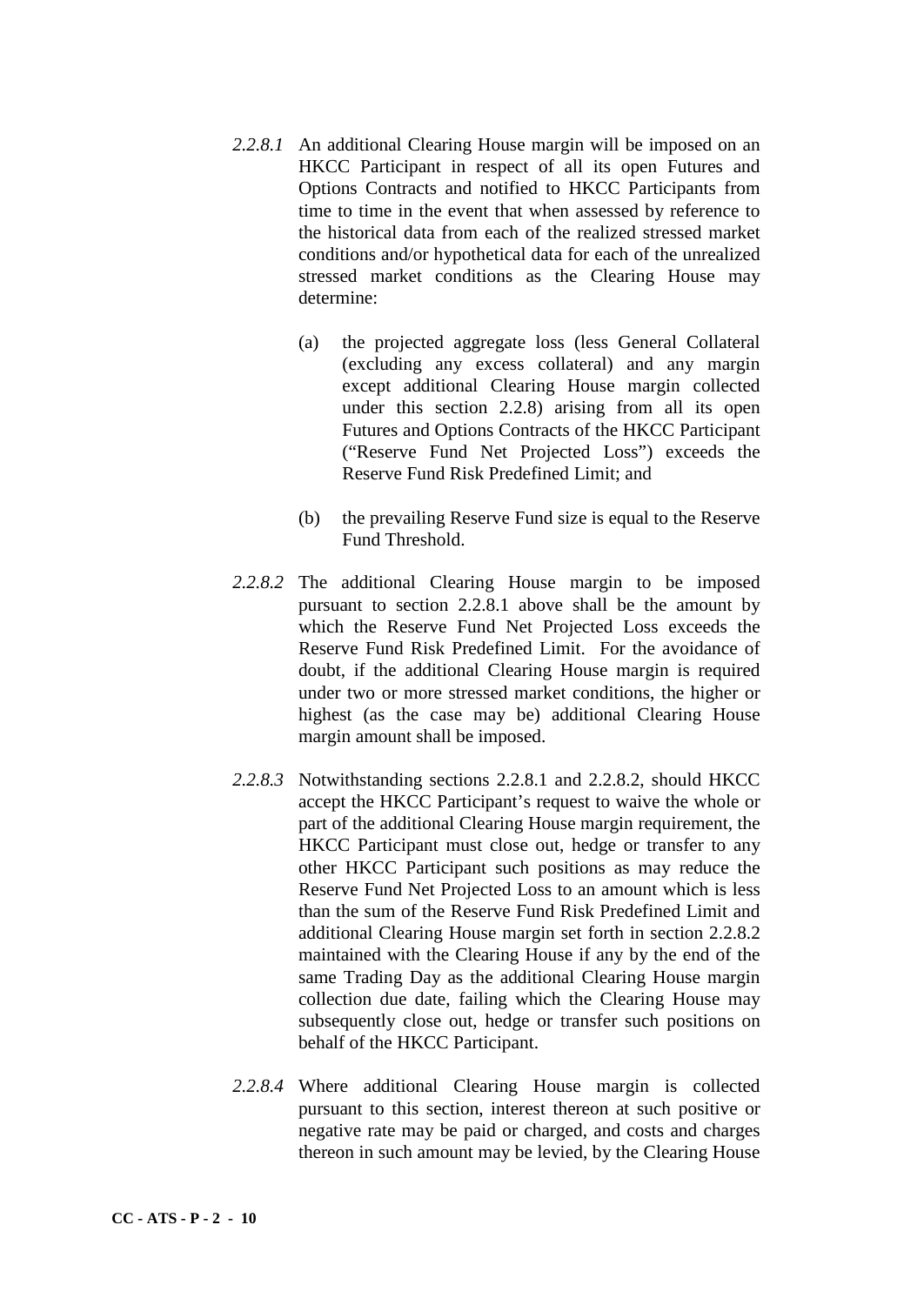*2.2.8.1* An additional Clearing House margin will be imposed on an HKCC Participant in respect of all its open Futures and Options Contracts and notified to HKCC Participants from time to time in the event that when assessed by reference to the historical data from each of the realized stressed market conditions and/or hypothetical data for each of the unrealized stressed market conditions as the Clearing House may determine:

(a) the projected aggregate loss (less General Collateral (excluding any excess collateral) and any margin except additional Clearing House margin collected under this section 2.2.8) arising from all its open Futures and Options Contracts of the HKCC Participant ("Reserve Fund Net Projected Loss") exceeds the Reserve Fund Risk Predefined Limit; and

(b) the prevailing Reserve Fund size is equal to the Reserve Fund Threshold.

*2.2.8.2* The additional Clearing House margin to be imposed pursuant to section 2.2.8.1 above shall be the amount by which the Reserve Fund Net Projected Loss exceeds the Reserve Fund Risk Predefined Limit. For the avoidance of doubt, if the additional Clearing House margin is required under two or more stressed market conditions, the higher or highest (as the case may be) additional Clearing House margin amount shall be imposed.

*2.2.8.3* Notwithstanding sections 2.2.8.1 and 2.2.8.2, should HKCC accept the HKCC Participant's request to waive the whole or part of the additional Clearing House margin requirement, the HKCC Participant must close out, hedge or transfer to any other HKCC Participant such positions as may reduce the Reserve Fund Net Projected Loss to an amount which is less than the sum of the Reserve Fund Risk Predefined Limit and additional Clearing House margin set forth in section 2.2.8.2 maintained with the Clearing House if any by the end of the same Trading Day as the additional Clearing House margin collection due date, failing which the Clearing House may subsequently close out, hedge or transfer such positions on behalf of the HKCC Participant.

*2.2.8.4* Where additional Clearing House margin is collected pursuant to this section, interest thereon at such positive or negative rate may be paid or charged, and costs and charges thereon in such amount may be levied, by the Clearing House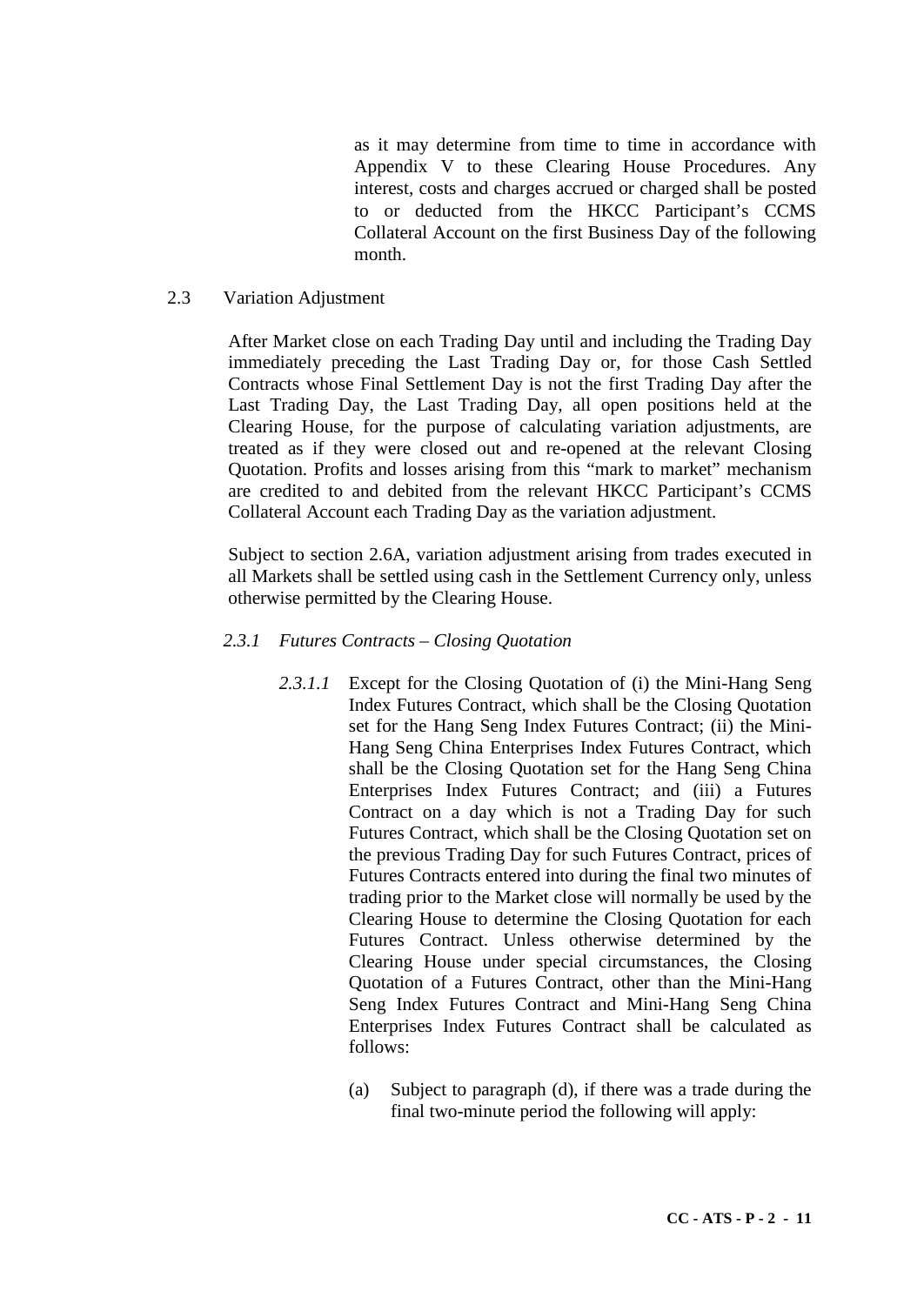as it may determine from time to time in accordance with Appendix V to these Clearing House Procedures. Any interest, costs and charges accrued or charged shall be posted to or deducted from the HKCC Participant's CCMS Collateral Account on the first Business Day of the following month.

## 2.3 Variation Adjustment

After Market close on each Trading Day until and including the Trading Day immediately preceding the Last Trading Day or, for those Cash Settled Contracts whose Final Settlement Day is not the first Trading Day after the Last Trading Day, the Last Trading Day, all open positions held at the Clearing House, for the purpose of calculating variation adjustments, are treated as if they were closed out and re-opened at the relevant Closing Quotation. Profits and losses arising from this "mark to market" mechanism are credited to and debited from the relevant HKCC Participant's CCMS Collateral Account each Trading Day as the variation adjustment.

Subject to section 2.6A, variation adjustment arising from trades executed in all Markets shall be settled using cash in the Settlement Currency only, unless otherwise permitted by the Clearing House.

### *2.3.1 Futures Contracts – Closing Quotation*

*2.3.1.1* Except for the Closing Quotation of (i) the Mini-Hang Seng Index Futures Contract, which shall be the Closing Quotation set for the Hang Seng Index Futures Contract; (ii) the Mini-Hang Seng China Enterprises Index Futures Contract, which shall be the Closing Quotation set for the Hang Seng China Enterprises Index Futures Contract; and (iii) a Futures Contract on a day which is not a Trading Day for such Futures Contract, which shall be the Closing Quotation set on the previous Trading Day for such Futures Contract, prices of Futures Contracts entered into during the final two minutes of trading prior to the Market close will normally be used by the Clearing House to determine the Closing Quotation for each Futures Contract. Unless otherwise determined by the Clearing House under special circumstances, the Closing Quotation of a Futures Contract, other than the Mini-Hang Seng Index Futures Contract and Mini-Hang Seng China Enterprises Index Futures Contract shall be calculated as follows:

(a) Subject to paragraph (d), if there was a trade during the final two-minute period the following will apply: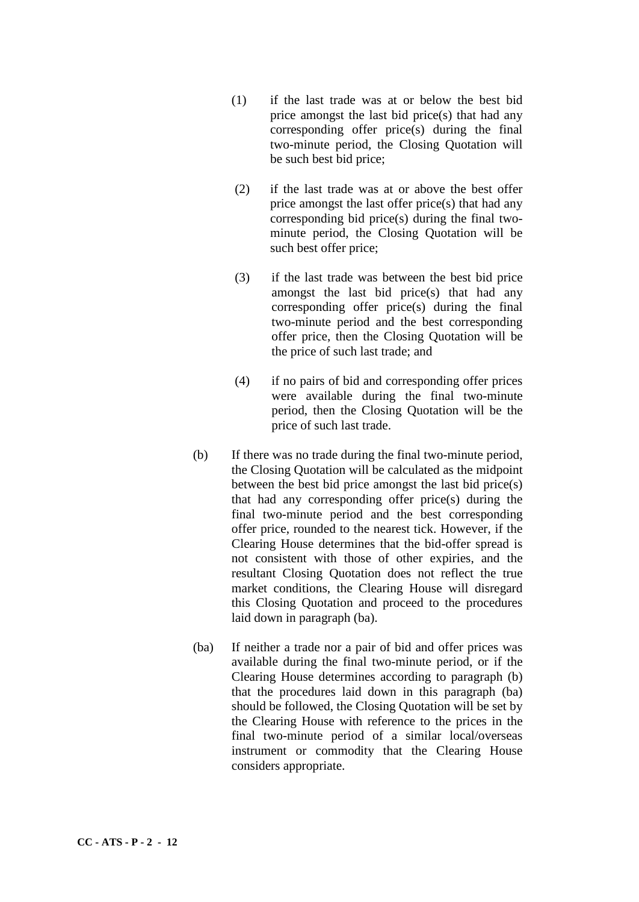(1) if the last trade was at or below the best bid price amongst the last bid price(s) that had any corresponding offer price(s) during the final two-minute period, the Closing Quotation will be such best bid price;

(2) if the last trade was at or above the best offer price amongst the last offer price(s) that had any corresponding bid price(s) during the final two-minute period, the Closing Quotation will be such best offer price;

(3) if the last trade was between the best bid price amongst the last bid price(s) that had any corresponding offer price(s) during the final two-minute period and the best corresponding offer price, then the Closing Quotation will be the price of such last trade; and

(4) if no pairs of bid and corresponding offer prices were available during the final two-minute period, then the Closing Quotation will be the price of such last trade.

(b) If there was no trade during the final two-minute period, the Closing Quotation will be calculated as the midpoint between the best bid price amongst the last bid price(s) that had any corresponding offer price(s) during the final two-minute period and the best corresponding offer price, rounded to the nearest tick. However, if the Clearing House determines that the bid-offer spread is not consistent with those of other expiries, and the resultant Closing Quotation does not reflect the true market conditions, the Clearing House will disregard this Closing Quotation and proceed to the procedures laid down in paragraph (ba).

(ba) If neither a trade nor a pair of bid and offer prices was available during the final two-minute period, or if the Clearing House determines according to paragraph (b) that the procedures laid down in this paragraph (ba) should be followed, the Closing Quotation will be set by the Clearing House with reference to the prices in the final two-minute period of a similar local/overseas instrument or commodity that the Clearing House considers appropriate.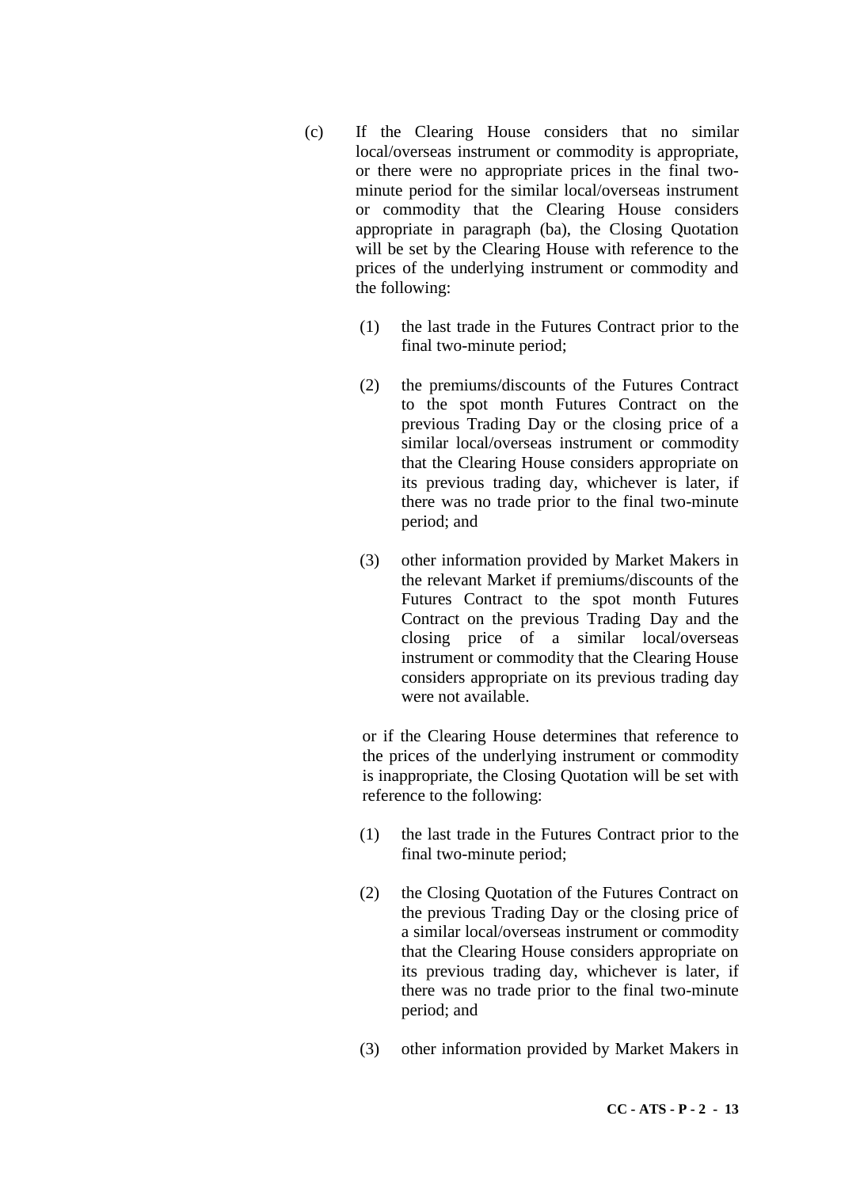(c) If the Clearing House considers that no similar local/overseas instrument or commodity is appropriate, or there were no appropriate prices in the final two-minute period for the similar local/overseas instrument or commodity that the Clearing House considers appropriate in paragraph (ba), the Closing Quotation will be set by the Clearing House with reference to the prices of the underlying instrument or commodity and the following:

  (1) the last trade in the Futures Contract prior to the final two-minute period;

  (2) the premiums/discounts of the Futures Contract to the spot month Futures Contract on the previous Trading Day or the closing price of a similar local/overseas instrument or commodity that the Clearing House considers appropriate on its previous trading day, whichever is later, if there was no trade prior to the final two-minute period; and

  (3) other information provided by Market Makers in the relevant Market if premiums/discounts of the Futures Contract to the spot month Futures Contract on the previous Trading Day and the closing price of a similar local/overseas instrument or commodity that the Clearing House considers appropriate on its previous trading day were not available.

  or if the Clearing House determines that reference to the prices of the underlying instrument or commodity is inappropriate, the Closing Quotation will be set with reference to the following:

  (1) the last trade in the Futures Contract prior to the final two-minute period;

  (2) the Closing Quotation of the Futures Contract on the previous Trading Day or the closing price of a similar local/overseas instrument or commodity that the Clearing House considers appropriate on its previous trading day, whichever is later, if there was no trade prior to the final two-minute period; and

  (3) other information provided by Market Makers in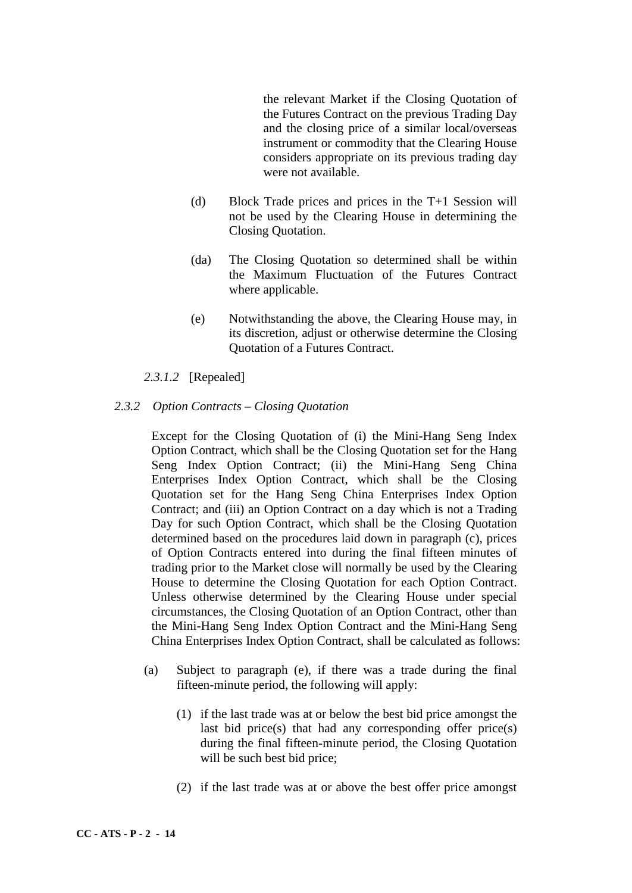the relevant Market if the Closing Quotation of the Futures Contract on the previous Trading Day and the closing price of a similar local/overseas instrument or commodity that the Clearing House considers appropriate on its previous trading day were not available.

(d) Block Trade prices and prices in the T+1 Session will not be used by the Clearing House in determining the Closing Quotation.

(da) The Closing Quotation so determined shall be within the Maximum Fluctuation of the Futures Contract where applicable.

(e) Notwithstanding the above, the Clearing House may, in its discretion, adjust or otherwise determine the Closing Quotation of a Futures Contract.

*2.3.1.2* [Repealed]

*2.3.2 Option Contracts – Closing Quotation*

Except for the Closing Quotation of (i) the Mini-Hang Seng Index Option Contract, which shall be the Closing Quotation set for the Hang Seng Index Option Contract; (ii) the Mini-Hang Seng China Enterprises Index Option Contract, which shall be the Closing Quotation set for the Hang Seng China Enterprises Index Option Contract; and (iii) an Option Contract on a day which is not a Trading Day for such Option Contract, which shall be the Closing Quotation determined based on the procedures laid down in paragraph (c), prices of Option Contracts entered into during the final fifteen minutes of trading prior to the Market close will normally be used by the Clearing House to determine the Closing Quotation for each Option Contract. Unless otherwise determined by the Clearing House under special circumstances, the Closing Quotation of an Option Contract, other than the Mini-Hang Seng Index Option Contract and the Mini-Hang Seng China Enterprises Index Option Contract, shall be calculated as follows:

(a) Subject to paragraph (e), if there was a trade during the final fifteen-minute period, the following will apply:

(1) if the last trade was at or below the best bid price amongst the last bid price(s) that had any corresponding offer price(s) during the final fifteen-minute period, the Closing Quotation will be such best bid price;

(2) if the last trade was at or above the best offer price amongst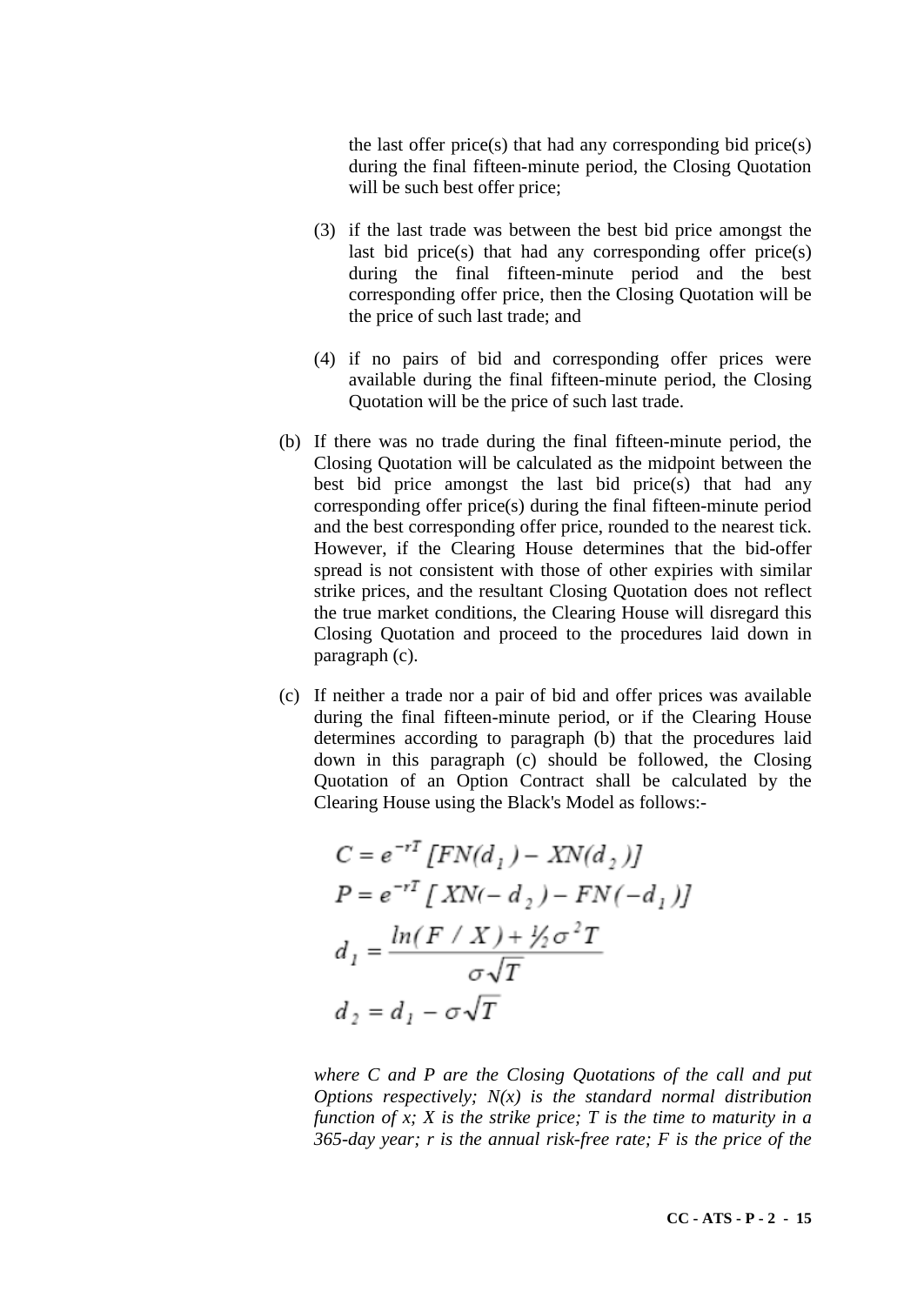the last offer price(s) that had any corresponding bid price(s) during the final fifteen-minute period, the Closing Quotation will be such best offer price;

(3) if the last trade was between the best bid price amongst the last bid price(s) that had any corresponding offer price(s) during the final fifteen-minute period and the best corresponding offer price, then the Closing Quotation will be the price of such last trade; and

(4) if no pairs of bid and corresponding offer prices were available during the final fifteen-minute period, the Closing Quotation will be the price of such last trade.

(b) If there was no trade during the final fifteen-minute period, the Closing Quotation will be calculated as the midpoint between the best bid price amongst the last bid price(s) that had any corresponding offer price(s) during the final fifteen-minute period and the best corresponding offer price, rounded to the nearest tick. However, if the Clearing House determines that the bid-offer spread is not consistent with those of other expiries with similar strike prices, and the resultant Closing Quotation does not reflect the true market conditions, the Clearing House will disregard this Closing Quotation and proceed to the procedures laid down in paragraph (c).

(c) If neither a trade nor a pair of bid and offer prices was available during the final fifteen-minute period, or if the Clearing House determines according to paragraph (b) that the procedures laid down in this paragraph (c) should be followed, the Closing Quotation of an Option Contract shall be calculated by the Clearing House using the Black's Model as follows:-

$$C = e^{-rT}\,[FN(d_1) - XN(d_2)]$$

$$P = e^{-rT}\,[XN(-d_2) - FN(-d_1)]$$

$$d_1 = \frac{\ln(F / X) + \frac{1}{2}\sigma^2 T}{\sigma\sqrt{T}}$$

$$d_2 = d_1 - \sigma\sqrt{T}$$

*where C and P are the Closing Quotations of the call and put Options respectively; N(x) is the standard normal distribution function of x; X is the strike price; T is the time to maturity in a 365-day year; r is the annual risk-free rate; F is the price of the*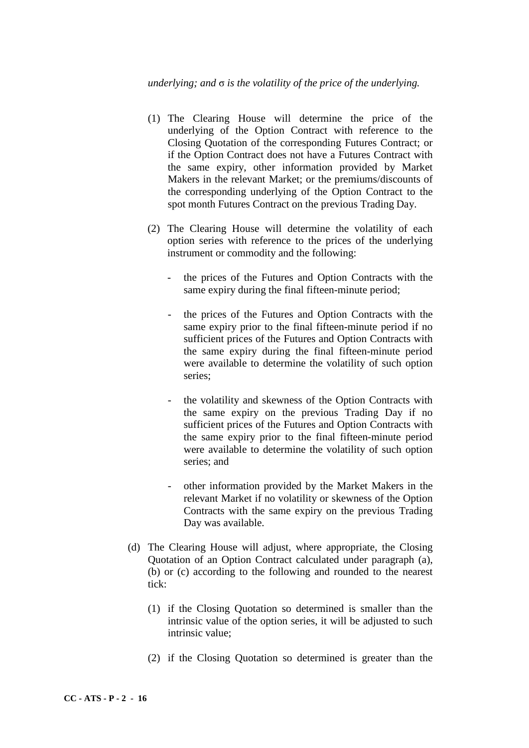*underlying; and* $\sigma$ *is the volatility of the price of the underlying.*

(1) The Clearing House will determine the price of the underlying of the Option Contract with reference to the Closing Quotation of the corresponding Futures Contract; or if the Option Contract does not have a Futures Contract with the same expiry, other information provided by Market Makers in the relevant Market; or the premiums/discounts of the corresponding underlying of the Option Contract to the spot month Futures Contract on the previous Trading Day.

(2) The Clearing House will determine the volatility of each option series with reference to the prices of the underlying instrument or commodity and the following:

- the prices of the Futures and Option Contracts with the same expiry during the final fifteen-minute period;

- the prices of the Futures and Option Contracts with the same expiry prior to the final fifteen-minute period if no sufficient prices of the Futures and Option Contracts with the same expiry during the final fifteen-minute period were available to determine the volatility of such option series;

- the volatility and skewness of the Option Contracts with the same expiry on the previous Trading Day if no sufficient prices of the Futures and Option Contracts with the same expiry prior to the final fifteen-minute period were available to determine the volatility of such option series; and

- other information provided by the Market Makers in the relevant Market if no volatility or skewness of the Option Contracts with the same expiry on the previous Trading Day was available.

(d) The Clearing House will adjust, where appropriate, the Closing Quotation of an Option Contract calculated under paragraph (a), (b) or (c) according to the following and rounded to the nearest tick:

(1) if the Closing Quotation so determined is smaller than the intrinsic value of the option series, it will be adjusted to such intrinsic value;

(2) if the Closing Quotation so determined is greater than the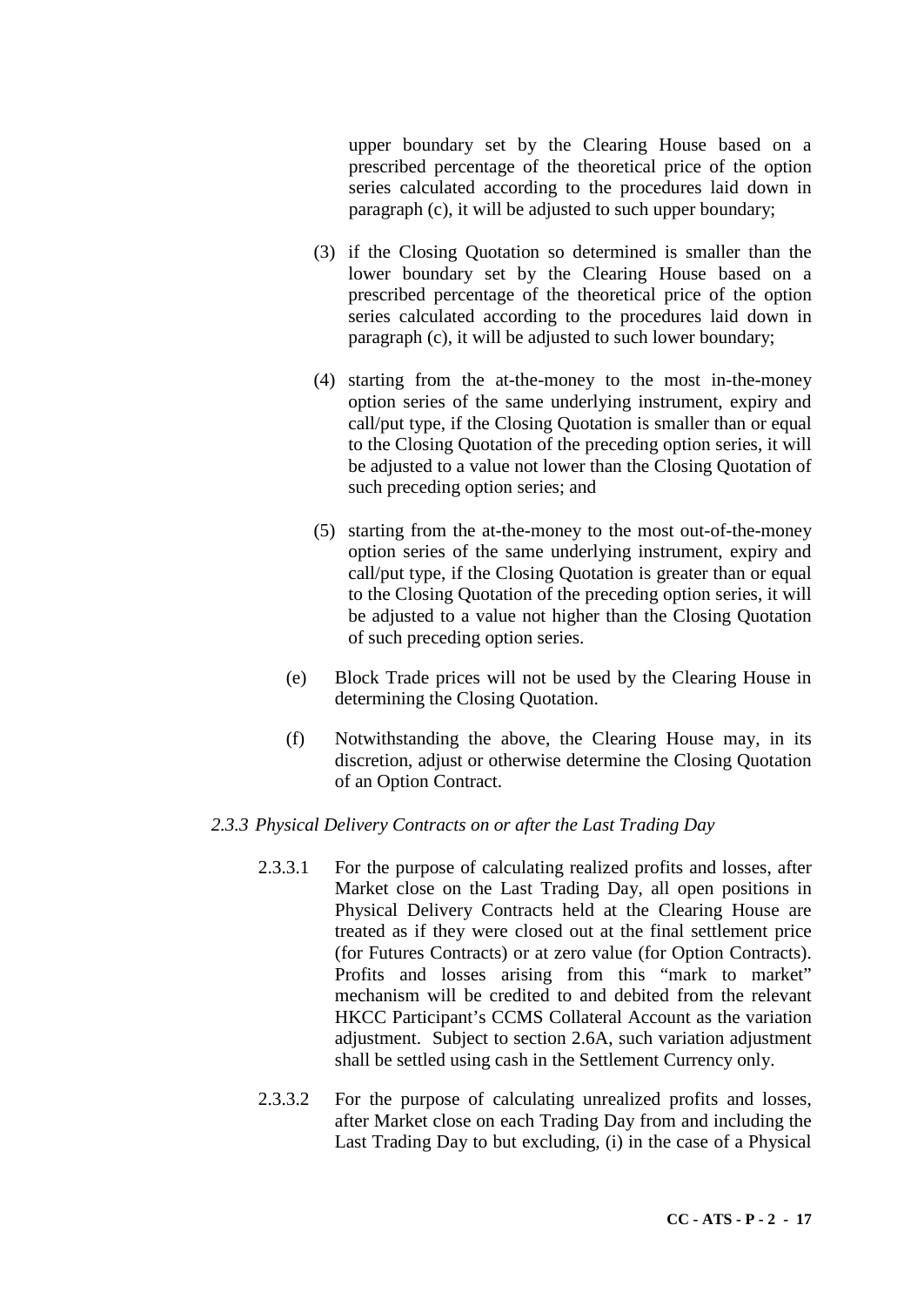upper boundary set by the Clearing House based on a prescribed percentage of the theoretical price of the option series calculated according to the procedures laid down in paragraph (c), it will be adjusted to such upper boundary;

(3) if the Closing Quotation so determined is smaller than the lower boundary set by the Clearing House based on a prescribed percentage of the theoretical price of the option series calculated according to the procedures laid down in paragraph (c), it will be adjusted to such lower boundary;

(4) starting from the at-the-money to the most in-the-money option series of the same underlying instrument, expiry and call/put type, if the Closing Quotation is smaller than or equal to the Closing Quotation of the preceding option series, it will be adjusted to a value not lower than the Closing Quotation of such preceding option series; and

(5) starting from the at-the-money to the most out-of-the-money option series of the same underlying instrument, expiry and call/put type, if the Closing Quotation is greater than or equal to the Closing Quotation of the preceding option series, it will be adjusted to a value not higher than the Closing Quotation of such preceding option series.

(e) Block Trade prices will not be used by the Clearing House in determining the Closing Quotation.

(f) Notwithstanding the above, the Clearing House may, in its discretion, adjust or otherwise determine the Closing Quotation of an Option Contract.

*2.3.3 Physical Delivery Contracts on or after the Last Trading Day*

2.3.3.1 For the purpose of calculating realized profits and losses, after Market close on the Last Trading Day, all open positions in Physical Delivery Contracts held at the Clearing House are treated as if they were closed out at the final settlement price (for Futures Contracts) or at zero value (for Option Contracts). Profits and losses arising from this "mark to market" mechanism will be credited to and debited from the relevant HKCC Participant's CCMS Collateral Account as the variation adjustment. Subject to section 2.6A, such variation adjustment shall be settled using cash in the Settlement Currency only.

2.3.3.2 For the purpose of calculating unrealized profits and losses, after Market close on each Trading Day from and including the Last Trading Day to but excluding, (i) in the case of a Physical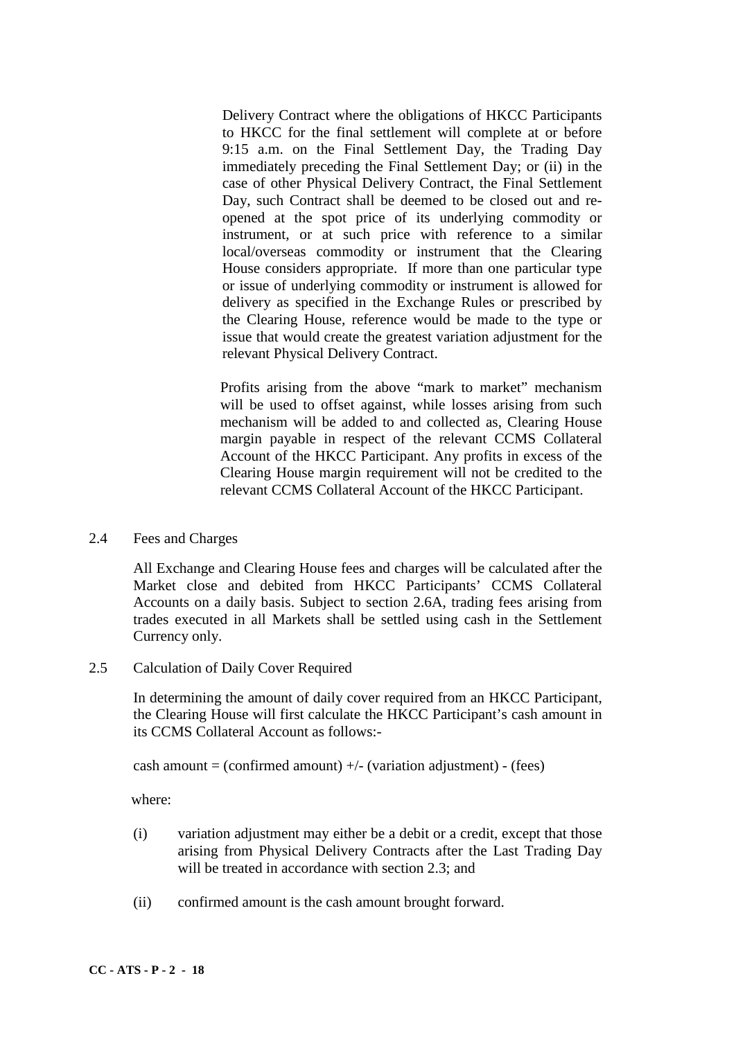Delivery Contract where the obligations of HKCC Participants to HKCC for the final settlement will complete at or before 9:15 a.m. on the Final Settlement Day, the Trading Day immediately preceding the Final Settlement Day; or (ii) in the case of other Physical Delivery Contract, the Final Settlement Day, such Contract shall be deemed to be closed out and re-opened at the spot price of its underlying commodity or instrument, or at such price with reference to a similar local/overseas commodity or instrument that the Clearing House considers appropriate. If more than one particular type or issue of underlying commodity or instrument is allowed for delivery as specified in the Exchange Rules or prescribed by the Clearing House, reference would be made to the type or issue that would create the greatest variation adjustment for the relevant Physical Delivery Contract.

Profits arising from the above "mark to market" mechanism will be used to offset against, while losses arising from such mechanism will be added to and collected as, Clearing House margin payable in respect of the relevant CCMS Collateral Account of the HKCC Participant. Any profits in excess of the Clearing House margin requirement will not be credited to the relevant CCMS Collateral Account of the HKCC Participant.

2.4 Fees and Charges

All Exchange and Clearing House fees and charges will be calculated after the Market close and debited from HKCC Participants' CCMS Collateral Accounts on a daily basis. Subject to section 2.6A, trading fees arising from trades executed in all Markets shall be settled using cash in the Settlement Currency only.

2.5 Calculation of Daily Cover Required

In determining the amount of daily cover required from an HKCC Participant, the Clearing House will first calculate the HKCC Participant's cash amount in its CCMS Collateral Account as follows:-

cash amount = (confirmed amount) +/- (variation adjustment) - (fees)

where:

(i) variation adjustment may either be a debit or a credit, except that those arising from Physical Delivery Contracts after the Last Trading Day will be treated in accordance with section 2.3; and

(ii) confirmed amount is the cash amount brought forward.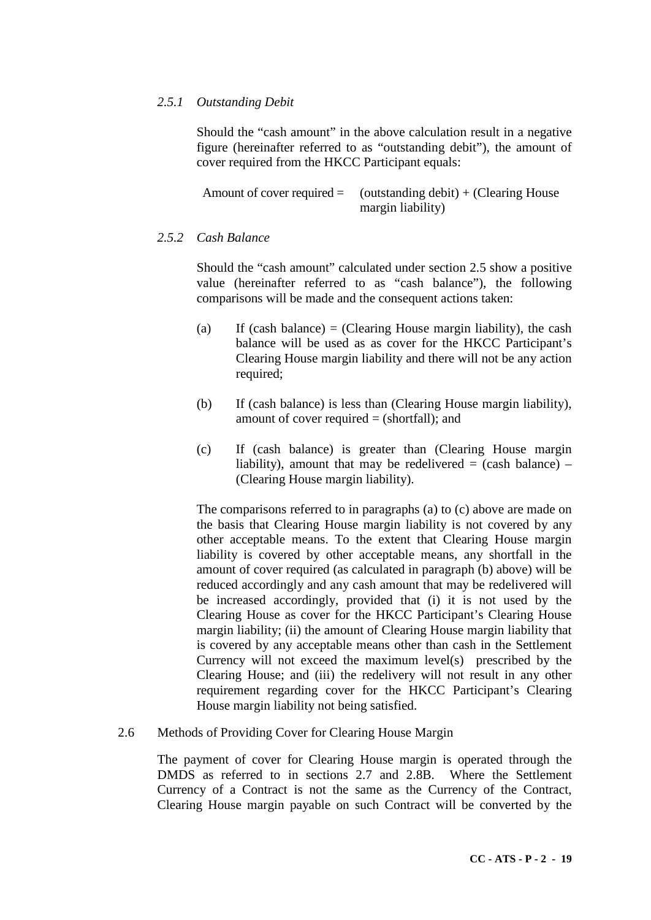### *2.5.1 Outstanding Debit*

Should the "cash amount" in the above calculation result in a negative figure (hereinafter referred to as "outstanding debit"), the amount of cover required from the HKCC Participant equals:

Amount of cover required = (outstanding debit) + (Clearing House margin liability)

### *2.5.2 Cash Balance*

Should the "cash amount" calculated under section 2.5 show a positive value (hereinafter referred to as "cash balance"), the following comparisons will be made and the consequent actions taken:

(a) If (cash balance) = (Clearing House margin liability), the cash balance will be used as as cover for the HKCC Participant's Clearing House margin liability and there will not be any action required;

(b) If (cash balance) is less than (Clearing House margin liability), amount of cover required = (shortfall); and

(c) If (cash balance) is greater than (Clearing House margin liability), amount that may be redelivered = (cash balance) – (Clearing House margin liability).

The comparisons referred to in paragraphs (a) to (c) above are made on the basis that Clearing House margin liability is not covered by any other acceptable means. To the extent that Clearing House margin liability is covered by other acceptable means, any shortfall in the amount of cover required (as calculated in paragraph (b) above) will be reduced accordingly and any cash amount that may be redelivered will be increased accordingly, provided that (i) it is not used by the Clearing House as cover for the HKCC Participant's Clearing House margin liability; (ii) the amount of Clearing House margin liability that is covered by any acceptable means other than cash in the Settlement Currency will not exceed the maximum level(s) prescribed by the Clearing House; and (iii) the redelivery will not result in any other requirement regarding cover for the HKCC Participant's Clearing House margin liability not being satisfied.

## 2.6 Methods of Providing Cover for Clearing House Margin

The payment of cover for Clearing House margin is operated through the DMDS as referred to in sections 2.7 and 2.8B. Where the Settlement Currency of a Contract is not the same as the Currency of the Contract, Clearing House margin payable on such Contract will be converted by the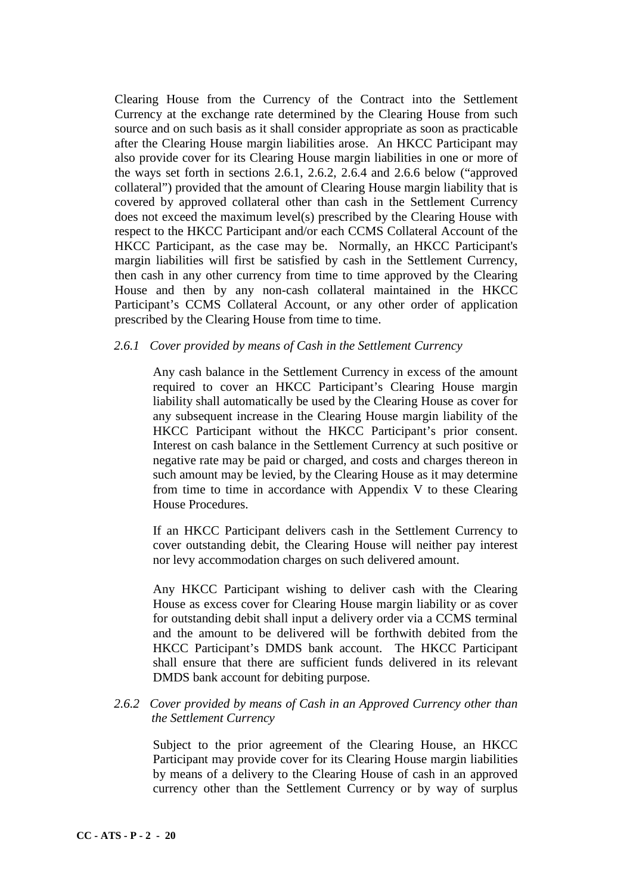Clearing House from the Currency of the Contract into the Settlement Currency at the exchange rate determined by the Clearing House from such source and on such basis as it shall consider appropriate as soon as practicable after the Clearing House margin liabilities arose. An HKCC Participant may also provide cover for its Clearing House margin liabilities in one or more of the ways set forth in sections 2.6.1, 2.6.2, 2.6.4 and 2.6.6 below ("approved collateral") provided that the amount of Clearing House margin liability that is covered by approved collateral other than cash in the Settlement Currency does not exceed the maximum level(s) prescribed by the Clearing House with respect to the HKCC Participant and/or each CCMS Collateral Account of the HKCC Participant, as the case may be. Normally, an HKCC Participant's margin liabilities will first be satisfied by cash in the Settlement Currency, then cash in any other currency from time to time approved by the Clearing House and then by any non-cash collateral maintained in the HKCC Participant's CCMS Collateral Account, or any other order of application prescribed by the Clearing House from time to time.

*2.6.1 Cover provided by means of Cash in the Settlement Currency*

Any cash balance in the Settlement Currency in excess of the amount required to cover an HKCC Participant's Clearing House margin liability shall automatically be used by the Clearing House as cover for any subsequent increase in the Clearing House margin liability of the HKCC Participant without the HKCC Participant's prior consent. Interest on cash balance in the Settlement Currency at such positive or negative rate may be paid or charged, and costs and charges thereon in such amount may be levied, by the Clearing House as it may determine from time to time in accordance with Appendix V to these Clearing House Procedures.

If an HKCC Participant delivers cash in the Settlement Currency to cover outstanding debit, the Clearing House will neither pay interest nor levy accommodation charges on such delivered amount.

Any HKCC Participant wishing to deliver cash with the Clearing House as excess cover for Clearing House margin liability or as cover for outstanding debit shall input a delivery order via a CCMS terminal and the amount to be delivered will be forthwith debited from the HKCC Participant's DMDS bank account. The HKCC Participant shall ensure that there are sufficient funds delivered in its relevant DMDS bank account for debiting purpose.

*2.6.2 Cover provided by means of Cash in an Approved Currency other than the Settlement Currency*

Subject to the prior agreement of the Clearing House, an HKCC Participant may provide cover for its Clearing House margin liabilities by means of a delivery to the Clearing House of cash in an approved currency other than the Settlement Currency or by way of surplus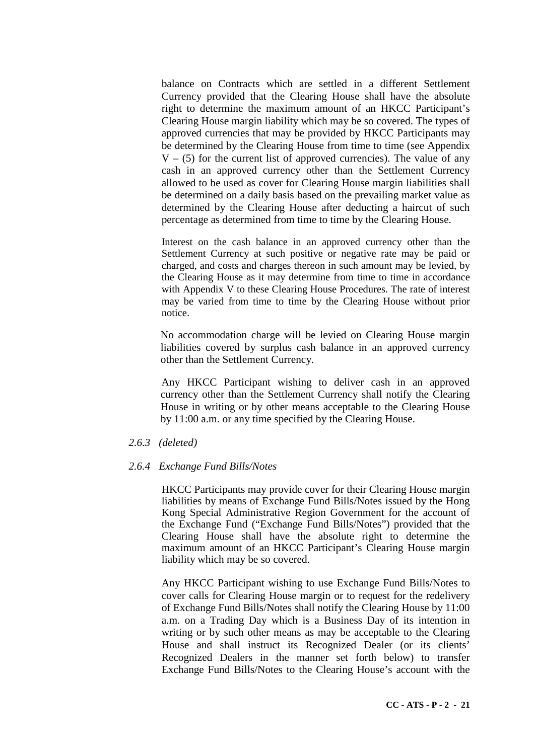balance on Contracts which are settled in a different Settlement Currency provided that the Clearing House shall have the absolute right to determine the maximum amount of an HKCC Participant's Clearing House margin liability which may be so covered. The types of approved currencies that may be provided by HKCC Participants may be determined by the Clearing House from time to time (see Appendix V – (5) for the current list of approved currencies). The value of any cash in an approved currency other than the Settlement Currency allowed to be used as cover for Clearing House margin liabilities shall be determined on a daily basis based on the prevailing market value as determined by the Clearing House after deducting a haircut of such percentage as determined from time to time by the Clearing House.

Interest on the cash balance in an approved currency other than the Settlement Currency at such positive or negative rate may be paid or charged, and costs and charges thereon in such amount may be levied, by the Clearing House as it may determine from time to time in accordance with Appendix V to these Clearing House Procedures. The rate of interest may be varied from time to time by the Clearing House without prior notice.

No accommodation charge will be levied on Clearing House margin liabilities covered by surplus cash balance in an approved currency other than the Settlement Currency.

Any HKCC Participant wishing to deliver cash in an approved currency other than the Settlement Currency shall notify the Clearing House in writing or by other means acceptable to the Clearing House by 11:00 a.m. or any time specified by the Clearing House.

*2.6.3 (deleted)*

*2.6.4 Exchange Fund Bills/Notes*

HKCC Participants may provide cover for their Clearing House margin liabilities by means of Exchange Fund Bills/Notes issued by the Hong Kong Special Administrative Region Government for the account of the Exchange Fund ("Exchange Fund Bills/Notes") provided that the Clearing House shall have the absolute right to determine the maximum amount of an HKCC Participant's Clearing House margin liability which may be so covered.

Any HKCC Participant wishing to use Exchange Fund Bills/Notes to cover calls for Clearing House margin or to request for the redelivery of Exchange Fund Bills/Notes shall notify the Clearing House by 11:00 a.m. on a Trading Day which is a Business Day of its intention in writing or by such other means as may be acceptable to the Clearing House and shall instruct its Recognized Dealer (or its clients' Recognized Dealers in the manner set forth below) to transfer Exchange Fund Bills/Notes to the Clearing House's account with the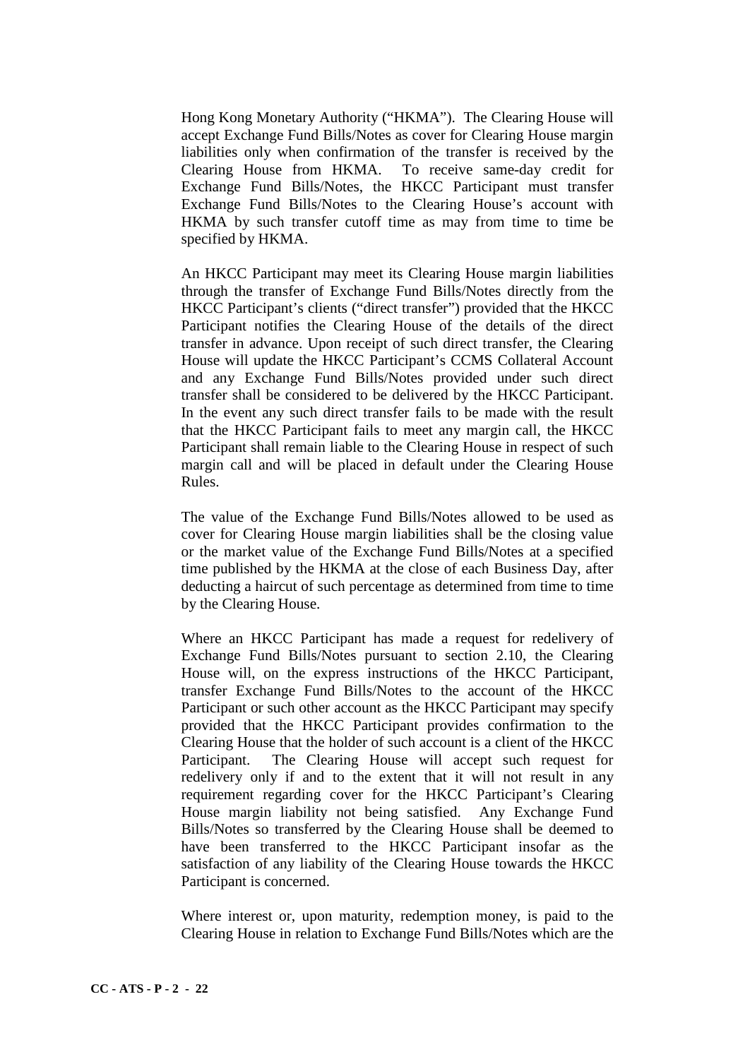Hong Kong Monetary Authority ("HKMA"). The Clearing House will accept Exchange Fund Bills/Notes as cover for Clearing House margin liabilities only when confirmation of the transfer is received by the Clearing House from HKMA. To receive same-day credit for Exchange Fund Bills/Notes, the HKCC Participant must transfer Exchange Fund Bills/Notes to the Clearing House's account with HKMA by such transfer cutoff time as may from time to time be specified by HKMA.

An HKCC Participant may meet its Clearing House margin liabilities through the transfer of Exchange Fund Bills/Notes directly from the HKCC Participant's clients ("direct transfer") provided that the HKCC Participant notifies the Clearing House of the details of the direct transfer in advance. Upon receipt of such direct transfer, the Clearing House will update the HKCC Participant's CCMS Collateral Account and any Exchange Fund Bills/Notes provided under such direct transfer shall be considered to be delivered by the HKCC Participant. In the event any such direct transfer fails to be made with the result that the HKCC Participant fails to meet any margin call, the HKCC Participant shall remain liable to the Clearing House in respect of such margin call and will be placed in default under the Clearing House Rules.

The value of the Exchange Fund Bills/Notes allowed to be used as cover for Clearing House margin liabilities shall be the closing value or the market value of the Exchange Fund Bills/Notes at a specified time published by the HKMA at the close of each Business Day, after deducting a haircut of such percentage as determined from time to time by the Clearing House.

Where an HKCC Participant has made a request for redelivery of Exchange Fund Bills/Notes pursuant to section 2.10, the Clearing House will, on the express instructions of the HKCC Participant, transfer Exchange Fund Bills/Notes to the account of the HKCC Participant or such other account as the HKCC Participant may specify provided that the HKCC Participant provides confirmation to the Clearing House that the holder of such account is a client of the HKCC Participant. The Clearing House will accept such request for redelivery only if and to the extent that it will not result in any requirement regarding cover for the HKCC Participant's Clearing House margin liability not being satisfied. Any Exchange Fund Bills/Notes so transferred by the Clearing House shall be deemed to have been transferred to the HKCC Participant insofar as the satisfaction of any liability of the Clearing House towards the HKCC Participant is concerned.

Where interest or, upon maturity, redemption money, is paid to the Clearing House in relation to Exchange Fund Bills/Notes which are the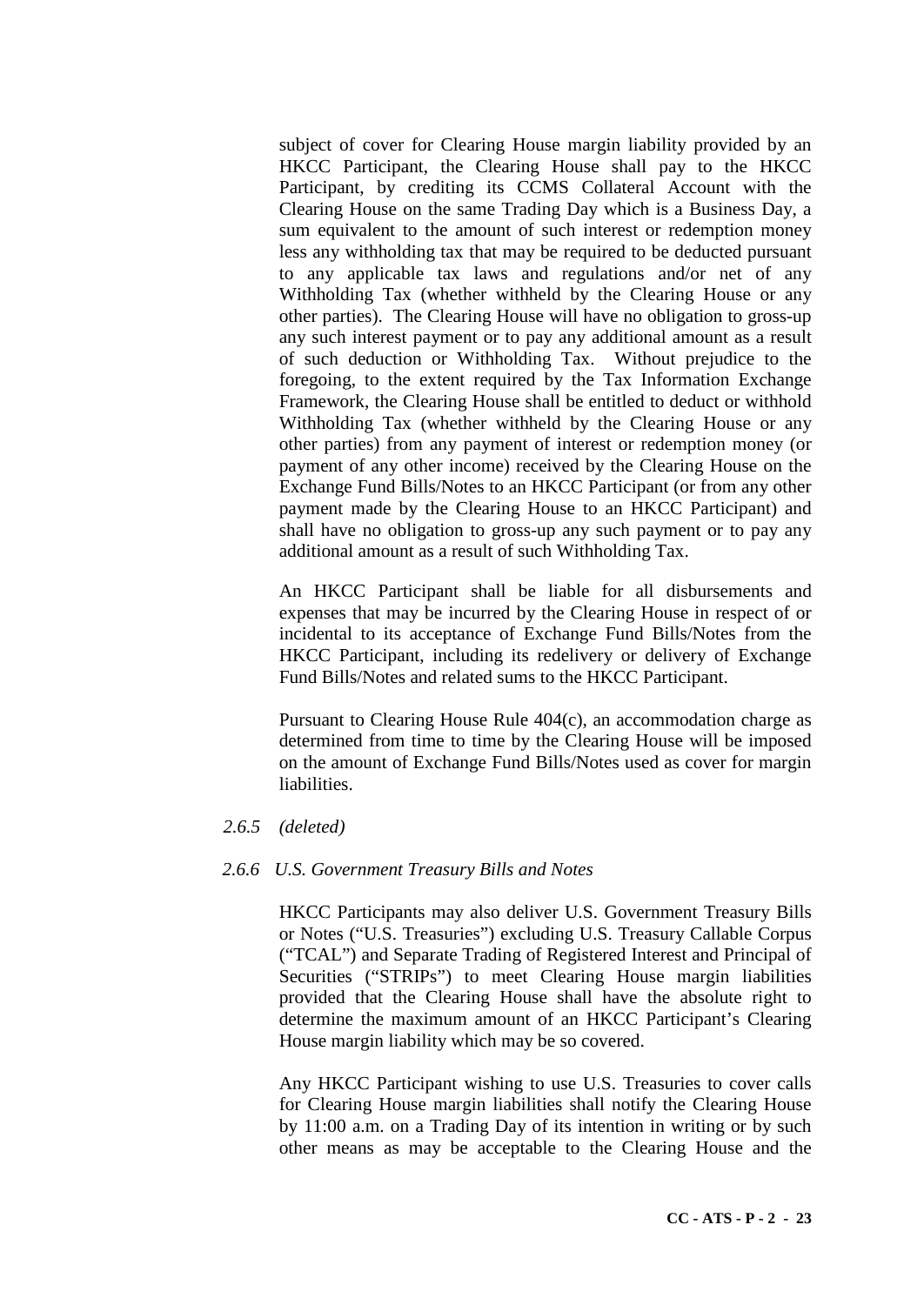subject of cover for Clearing House margin liability provided by an HKCC Participant, the Clearing House shall pay to the HKCC Participant, by crediting its CCMS Collateral Account with the Clearing House on the same Trading Day which is a Business Day, a sum equivalent to the amount of such interest or redemption money less any withholding tax that may be required to be deducted pursuant to any applicable tax laws and regulations and/or net of any Withholding Tax (whether withheld by the Clearing House or any other parties). The Clearing House will have no obligation to gross-up any such interest payment or to pay any additional amount as a result of such deduction or Withholding Tax. Without prejudice to the foregoing, to the extent required by the Tax Information Exchange Framework, the Clearing House shall be entitled to deduct or withhold Withholding Tax (whether withheld by the Clearing House or any other parties) from any payment of interest or redemption money (or payment of any other income) received by the Clearing House on the Exchange Fund Bills/Notes to an HKCC Participant (or from any other payment made by the Clearing House to an HKCC Participant) and shall have no obligation to gross-up any such payment or to pay any additional amount as a result of such Withholding Tax.

An HKCC Participant shall be liable for all disbursements and expenses that may be incurred by the Clearing House in respect of or incidental to its acceptance of Exchange Fund Bills/Notes from the HKCC Participant, including its redelivery or delivery of Exchange Fund Bills/Notes and related sums to the HKCC Participant.

Pursuant to Clearing House Rule 404(c), an accommodation charge as determined from time to time by the Clearing House will be imposed on the amount of Exchange Fund Bills/Notes used as cover for margin liabilities.

*2.6.5 (deleted)*

*2.6.6 U.S. Government Treasury Bills and Notes*

HKCC Participants may also deliver U.S. Government Treasury Bills or Notes ("U.S. Treasuries") excluding U.S. Treasury Callable Corpus ("TCAL") and Separate Trading of Registered Interest and Principal of Securities ("STRIPs") to meet Clearing House margin liabilities provided that the Clearing House shall have the absolute right to determine the maximum amount of an HKCC Participant's Clearing House margin liability which may be so covered.

Any HKCC Participant wishing to use U.S. Treasuries to cover calls for Clearing House margin liabilities shall notify the Clearing House by 11:00 a.m. on a Trading Day of its intention in writing or by such other means as may be acceptable to the Clearing House and the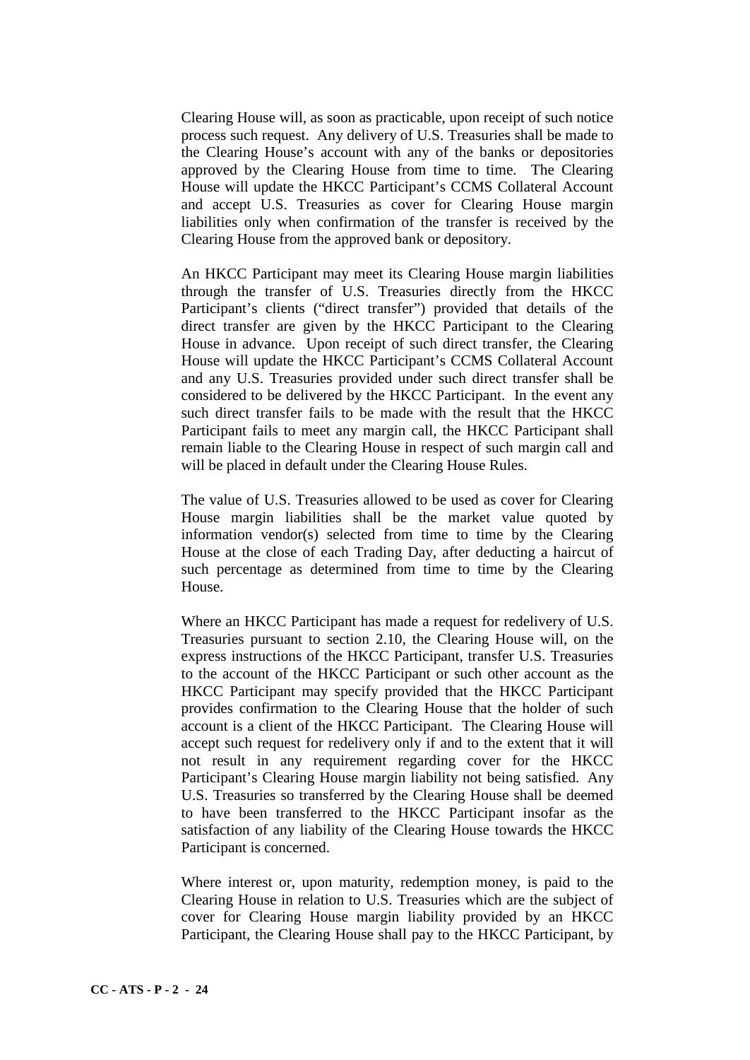Clearing House will, as soon as practicable, upon receipt of such notice process such request. Any delivery of U.S. Treasuries shall be made to the Clearing House's account with any of the banks or depositories approved by the Clearing House from time to time. The Clearing House will update the HKCC Participant's CCMS Collateral Account and accept U.S. Treasuries as cover for Clearing House margin liabilities only when confirmation of the transfer is received by the Clearing House from the approved bank or depository.

An HKCC Participant may meet its Clearing House margin liabilities through the transfer of U.S. Treasuries directly from the HKCC Participant's clients ("direct transfer") provided that details of the direct transfer are given by the HKCC Participant to the Clearing House in advance. Upon receipt of such direct transfer, the Clearing House will update the HKCC Participant's CCMS Collateral Account and any U.S. Treasuries provided under such direct transfer shall be considered to be delivered by the HKCC Participant. In the event any such direct transfer fails to be made with the result that the HKCC Participant fails to meet any margin call, the HKCC Participant shall remain liable to the Clearing House in respect of such margin call and will be placed in default under the Clearing House Rules.

The value of U.S. Treasuries allowed to be used as cover for Clearing House margin liabilities shall be the market value quoted by information vendor(s) selected from time to time by the Clearing House at the close of each Trading Day, after deducting a haircut of such percentage as determined from time to time by the Clearing House.

Where an HKCC Participant has made a request for redelivery of U.S. Treasuries pursuant to section 2.10, the Clearing House will, on the express instructions of the HKCC Participant, transfer U.S. Treasuries to the account of the HKCC Participant or such other account as the HKCC Participant may specify provided that the HKCC Participant provides confirmation to the Clearing House that the holder of such account is a client of the HKCC Participant. The Clearing House will accept such request for redelivery only if and to the extent that it will not result in any requirement regarding cover for the HKCC Participant's Clearing House margin liability not being satisfied. Any U.S. Treasuries so transferred by the Clearing House shall be deemed to have been transferred to the HKCC Participant insofar as the satisfaction of any liability of the Clearing House towards the HKCC Participant is concerned.

Where interest or, upon maturity, redemption money, is paid to the Clearing House in relation to U.S. Treasuries which are the subject of cover for Clearing House margin liability provided by an HKCC Participant, the Clearing House shall pay to the HKCC Participant, by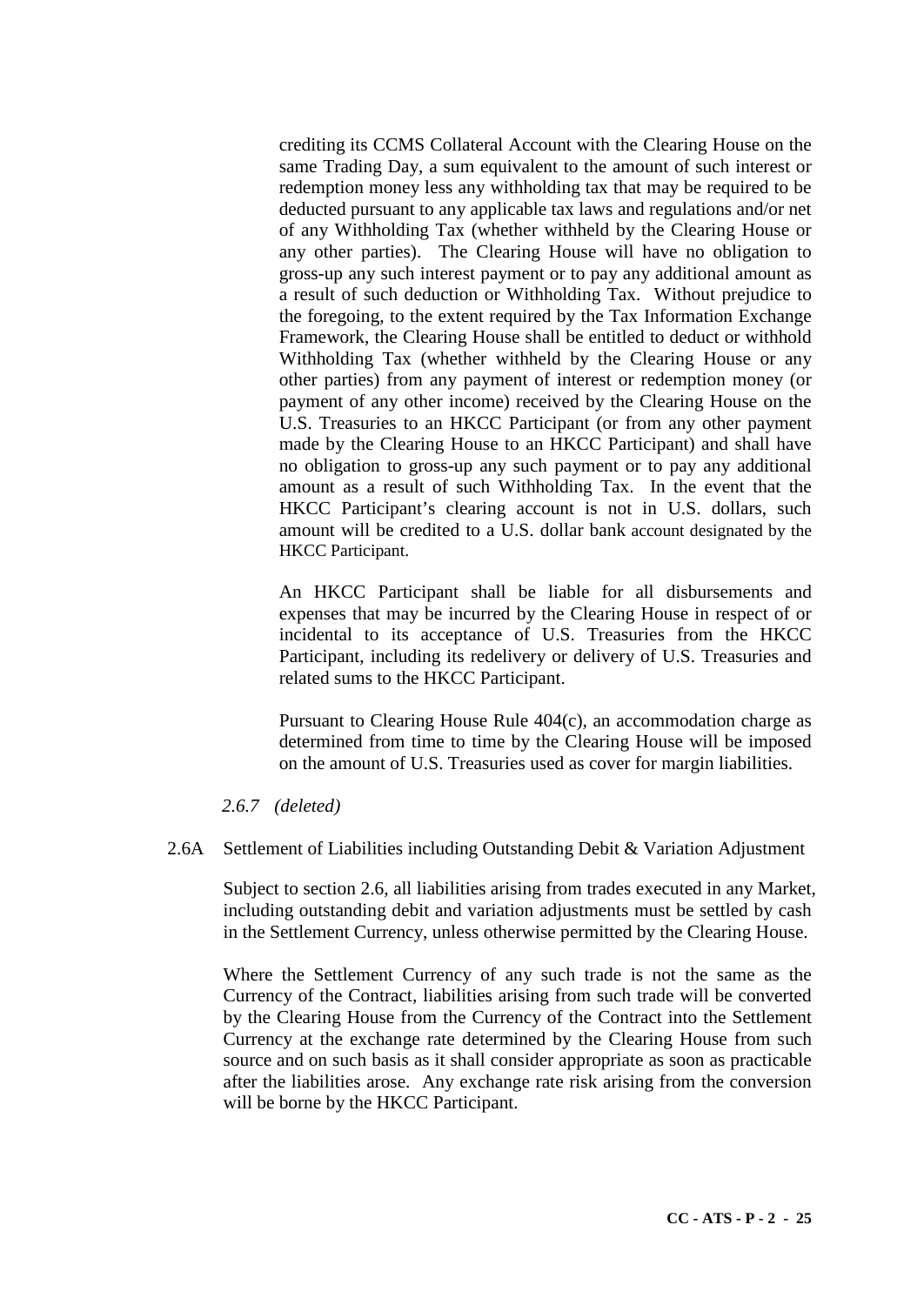crediting its CCMS Collateral Account with the Clearing House on the same Trading Day, a sum equivalent to the amount of such interest or redemption money less any withholding tax that may be required to be deducted pursuant to any applicable tax laws and regulations and/or net of any Withholding Tax (whether withheld by the Clearing House or any other parties). The Clearing House will have no obligation to gross-up any such interest payment or to pay any additional amount as a result of such deduction or Withholding Tax. Without prejudice to the foregoing, to the extent required by the Tax Information Exchange Framework, the Clearing House shall be entitled to deduct or withhold Withholding Tax (whether withheld by the Clearing House or any other parties) from any payment of interest or redemption money (or payment of any other income) received by the Clearing House on the U.S. Treasuries to an HKCC Participant (or from any other payment made by the Clearing House to an HKCC Participant) and shall have no obligation to gross-up any such payment or to pay any additional amount as a result of such Withholding Tax. In the event that the HKCC Participant's clearing account is not in U.S. dollars, such amount will be credited to a U.S. dollar bank account designated by the HKCC Participant.

An HKCC Participant shall be liable for all disbursements and expenses that may be incurred by the Clearing House in respect of or incidental to its acceptance of U.S. Treasuries from the HKCC Participant, including its redelivery or delivery of U.S. Treasuries and related sums to the HKCC Participant.

Pursuant to Clearing House Rule 404(c), an accommodation charge as determined from time to time by the Clearing House will be imposed on the amount of U.S. Treasuries used as cover for margin liabilities.

*2.6.7 (deleted)*

2.6A Settlement of Liabilities including Outstanding Debit & Variation Adjustment

Subject to section 2.6, all liabilities arising from trades executed in any Market, including outstanding debit and variation adjustments must be settled by cash in the Settlement Currency, unless otherwise permitted by the Clearing House.

Where the Settlement Currency of any such trade is not the same as the Currency of the Contract, liabilities arising from such trade will be converted by the Clearing House from the Currency of the Contract into the Settlement Currency at the exchange rate determined by the Clearing House from such source and on such basis as it shall consider appropriate as soon as practicable after the liabilities arose. Any exchange rate risk arising from the conversion will be borne by the HKCC Participant.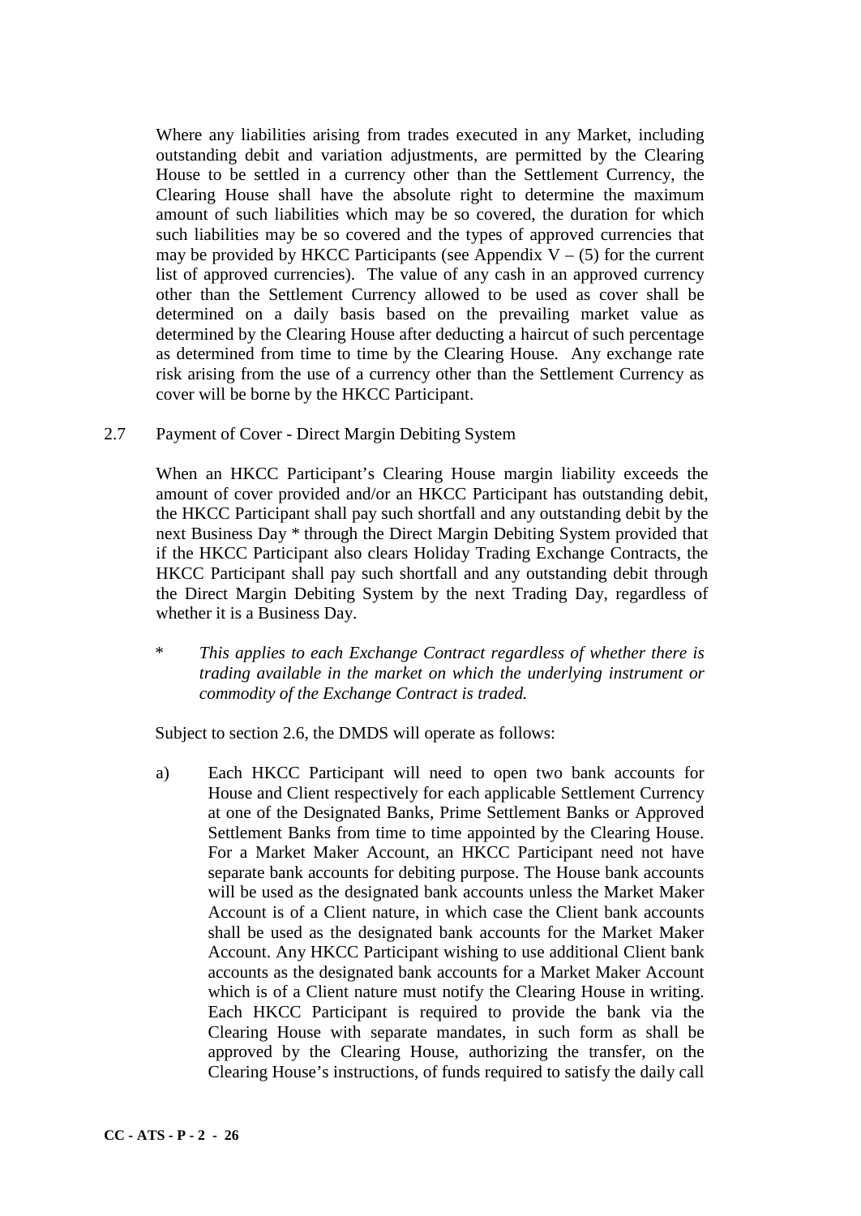Where any liabilities arising from trades executed in any Market, including outstanding debit and variation adjustments, are permitted by the Clearing House to be settled in a currency other than the Settlement Currency, the Clearing House shall have the absolute right to determine the maximum amount of such liabilities which may be so covered, the duration for which such liabilities may be so covered and the types of approved currencies that may be provided by HKCC Participants (see Appendix V – (5) for the current list of approved currencies). The value of any cash in an approved currency other than the Settlement Currency allowed to be used as cover shall be determined on a daily basis based on the prevailing market value as determined by the Clearing House after deducting a haircut of such percentage as determined from time to time by the Clearing House. Any exchange rate risk arising from the use of a currency other than the Settlement Currency as cover will be borne by the HKCC Participant.

## 2.7 Payment of Cover - Direct Margin Debiting System

When an HKCC Participant's Clearing House margin liability exceeds the amount of cover provided and/or an HKCC Participant has outstanding debit, the HKCC Participant shall pay such shortfall and any outstanding debit by the next Business Day * through the Direct Margin Debiting System provided that if the HKCC Participant also clears Holiday Trading Exchange Contracts, the HKCC Participant shall pay such shortfall and any outstanding debit through the Direct Margin Debiting System by the next Trading Day, regardless of whether it is a Business Day.

\* *This applies to each Exchange Contract regardless of whether there is trading available in the market on which the underlying instrument or commodity of the Exchange Contract is traded.*

Subject to section 2.6, the DMDS will operate as follows:

a) Each HKCC Participant will need to open two bank accounts for House and Client respectively for each applicable Settlement Currency at one of the Designated Banks, Prime Settlement Banks or Approved Settlement Banks from time to time appointed by the Clearing House. For a Market Maker Account, an HKCC Participant need not have separate bank accounts for debiting purpose. The House bank accounts will be used as the designated bank accounts unless the Market Maker Account is of a Client nature, in which case the Client bank accounts shall be used as the designated bank accounts for the Market Maker Account. Any HKCC Participant wishing to use additional Client bank accounts as the designated bank accounts for a Market Maker Account which is of a Client nature must notify the Clearing House in writing. Each HKCC Participant is required to provide the bank via the Clearing House with separate mandates, in such form as shall be approved by the Clearing House, authorizing the transfer, on the Clearing House's instructions, of funds required to satisfy the daily call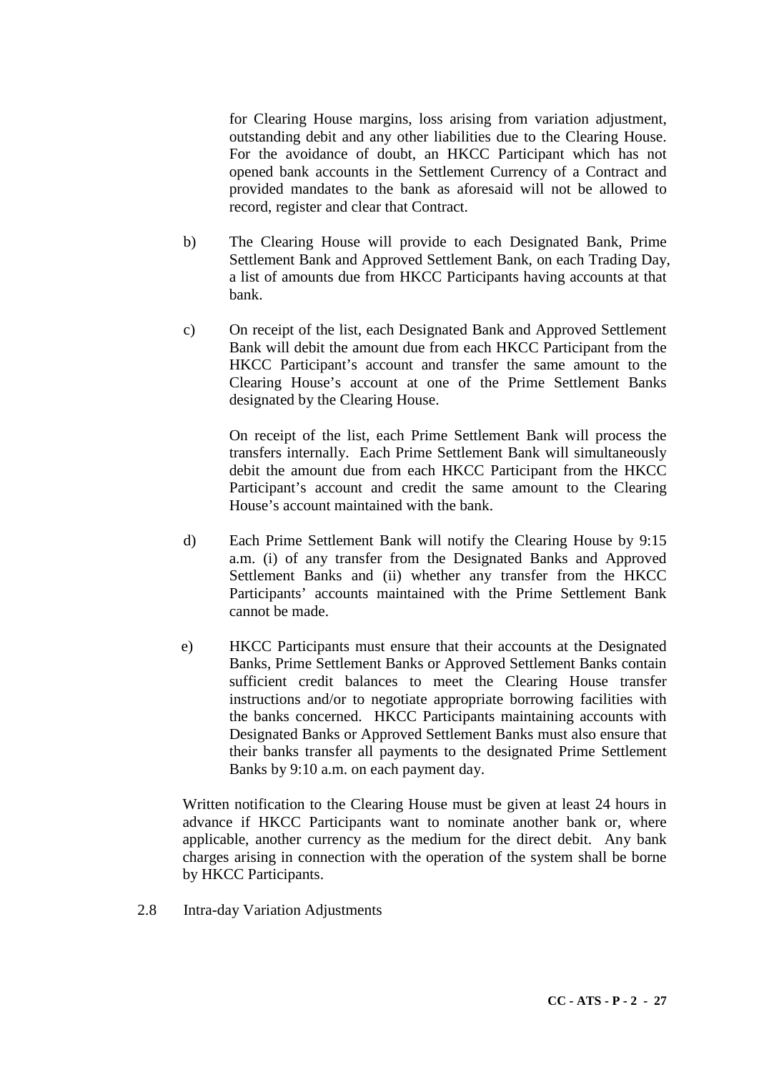for Clearing House margins, loss arising from variation adjustment, outstanding debit and any other liabilities due to the Clearing House. For the avoidance of doubt, an HKCC Participant which has not opened bank accounts in the Settlement Currency of a Contract and provided mandates to the bank as aforesaid will not be allowed to record, register and clear that Contract.

b) The Clearing House will provide to each Designated Bank, Prime Settlement Bank and Approved Settlement Bank, on each Trading Day, a list of amounts due from HKCC Participants having accounts at that bank.

c) On receipt of the list, each Designated Bank and Approved Settlement Bank will debit the amount due from each HKCC Participant from the HKCC Participant's account and transfer the same amount to the Clearing House's account at one of the Prime Settlement Banks designated by the Clearing House.

   On receipt of the list, each Prime Settlement Bank will process the transfers internally. Each Prime Settlement Bank will simultaneously debit the amount due from each HKCC Participant from the HKCC Participant's account and credit the same amount to the Clearing House's account maintained with the bank.

d) Each Prime Settlement Bank will notify the Clearing House by 9:15 a.m. (i) of any transfer from the Designated Banks and Approved Settlement Banks and (ii) whether any transfer from the HKCC Participants' accounts maintained with the Prime Settlement Bank cannot be made.

e) HKCC Participants must ensure that their accounts at the Designated Banks, Prime Settlement Banks or Approved Settlement Banks contain sufficient credit balances to meet the Clearing House transfer instructions and/or to negotiate appropriate borrowing facilities with the banks concerned. HKCC Participants maintaining accounts with Designated Banks or Approved Settlement Banks must also ensure that their banks transfer all payments to the designated Prime Settlement Banks by 9:10 a.m. on each payment day.

Written notification to the Clearing House must be given at least 24 hours in advance if HKCC Participants want to nominate another bank or, where applicable, another currency as the medium for the direct debit. Any bank charges arising in connection with the operation of the system shall be borne by HKCC Participants.

2.8 Intra-day Variation Adjustments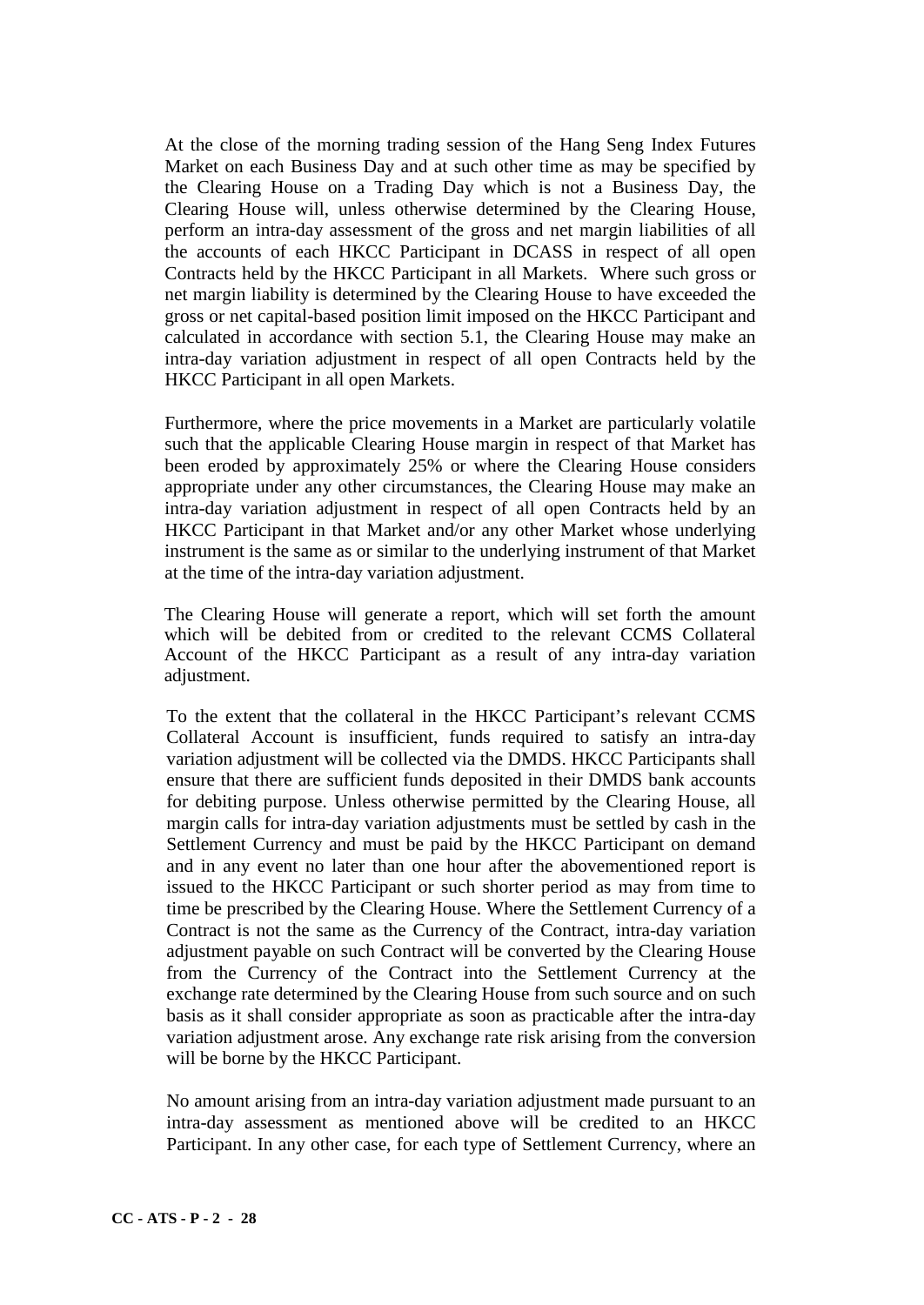At the close of the morning trading session of the Hang Seng Index Futures Market on each Business Day and at such other time as may be specified by the Clearing House on a Trading Day which is not a Business Day, the Clearing House will, unless otherwise determined by the Clearing House, perform an intra-day assessment of the gross and net margin liabilities of all the accounts of each HKCC Participant in DCASS in respect of all open Contracts held by the HKCC Participant in all Markets. Where such gross or net margin liability is determined by the Clearing House to have exceeded the gross or net capital-based position limit imposed on the HKCC Participant and calculated in accordance with section 5.1, the Clearing House may make an intra-day variation adjustment in respect of all open Contracts held by the HKCC Participant in all open Markets.

Furthermore, where the price movements in a Market are particularly volatile such that the applicable Clearing House margin in respect of that Market has been eroded by approximately 25% or where the Clearing House considers appropriate under any other circumstances, the Clearing House may make an intra-day variation adjustment in respect of all open Contracts held by an HKCC Participant in that Market and/or any other Market whose underlying instrument is the same as or similar to the underlying instrument of that Market at the time of the intra-day variation adjustment.

The Clearing House will generate a report, which will set forth the amount which will be debited from or credited to the relevant CCMS Collateral Account of the HKCC Participant as a result of any intra-day variation adjustment.

To the extent that the collateral in the HKCC Participant's relevant CCMS Collateral Account is insufficient, funds required to satisfy an intra-day variation adjustment will be collected via the DMDS. HKCC Participants shall ensure that there are sufficient funds deposited in their DMDS bank accounts for debiting purpose. Unless otherwise permitted by the Clearing House, all margin calls for intra-day variation adjustments must be settled by cash in the Settlement Currency and must be paid by the HKCC Participant on demand and in any event no later than one hour after the abovementioned report is issued to the HKCC Participant or such shorter period as may from time to time be prescribed by the Clearing House. Where the Settlement Currency of a Contract is not the same as the Currency of the Contract, intra-day variation adjustment payable on such Contract will be converted by the Clearing House from the Currency of the Contract into the Settlement Currency at the exchange rate determined by the Clearing House from such source and on such basis as it shall consider appropriate as soon as practicable after the intra-day variation adjustment arose. Any exchange rate risk arising from the conversion will be borne by the HKCC Participant.

No amount arising from an intra-day variation adjustment made pursuant to an intra-day assessment as mentioned above will be credited to an HKCC Participant. In any other case, for each type of Settlement Currency, where an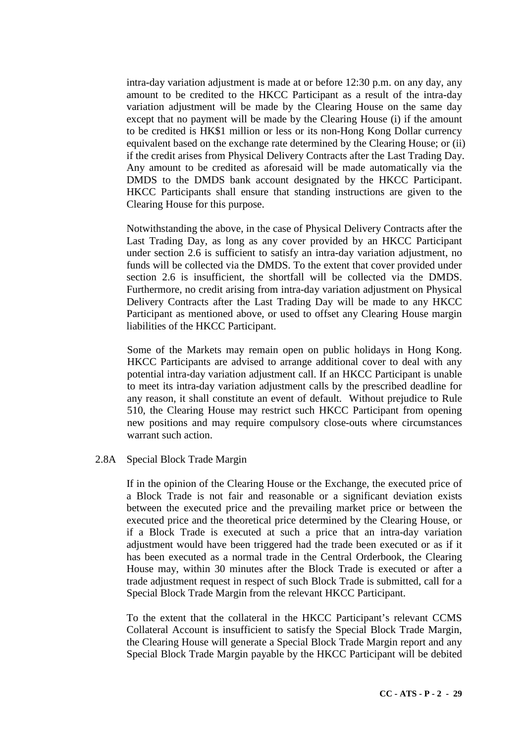intra-day variation adjustment is made at or before 12:30 p.m. on any day, any amount to be credited to the HKCC Participant as a result of the intra-day variation adjustment will be made by the Clearing House on the same day except that no payment will be made by the Clearing House (i) if the amount to be credited is HK$1 million or less or its non-Hong Kong Dollar currency equivalent based on the exchange rate determined by the Clearing House; or (ii) if the credit arises from Physical Delivery Contracts after the Last Trading Day. Any amount to be credited as aforesaid will be made automatically via the DMDS to the DMDS bank account designated by the HKCC Participant. HKCC Participants shall ensure that standing instructions are given to the Clearing House for this purpose.

Notwithstanding the above, in the case of Physical Delivery Contracts after the Last Trading Day, as long as any cover provided by an HKCC Participant under section 2.6 is sufficient to satisfy an intra-day variation adjustment, no funds will be collected via the DMDS. To the extent that cover provided under section 2.6 is insufficient, the shortfall will be collected via the DMDS. Furthermore, no credit arising from intra-day variation adjustment on Physical Delivery Contracts after the Last Trading Day will be made to any HKCC Participant as mentioned above, or used to offset any Clearing House margin liabilities of the HKCC Participant.

Some of the Markets may remain open on public holidays in Hong Kong. HKCC Participants are advised to arrange additional cover to deal with any potential intra-day variation adjustment call. If an HKCC Participant is unable to meet its intra-day variation adjustment calls by the prescribed deadline for any reason, it shall constitute an event of default. Without prejudice to Rule 510, the Clearing House may restrict such HKCC Participant from opening new positions and may require compulsory close-outs where circumstances warrant such action.

2.8A Special Block Trade Margin

If in the opinion of the Clearing House or the Exchange, the executed price of a Block Trade is not fair and reasonable or a significant deviation exists between the executed price and the prevailing market price or between the executed price and the theoretical price determined by the Clearing House, or if a Block Trade is executed at such a price that an intra-day variation adjustment would have been triggered had the trade been executed or as if it has been executed as a normal trade in the Central Orderbook, the Clearing House may, within 30 minutes after the Block Trade is executed or after a trade adjustment request in respect of such Block Trade is submitted, call for a Special Block Trade Margin from the relevant HKCC Participant.

To the extent that the collateral in the HKCC Participant's relevant CCMS Collateral Account is insufficient to satisfy the Special Block Trade Margin, the Clearing House will generate a Special Block Trade Margin report and any Special Block Trade Margin payable by the HKCC Participant will be debited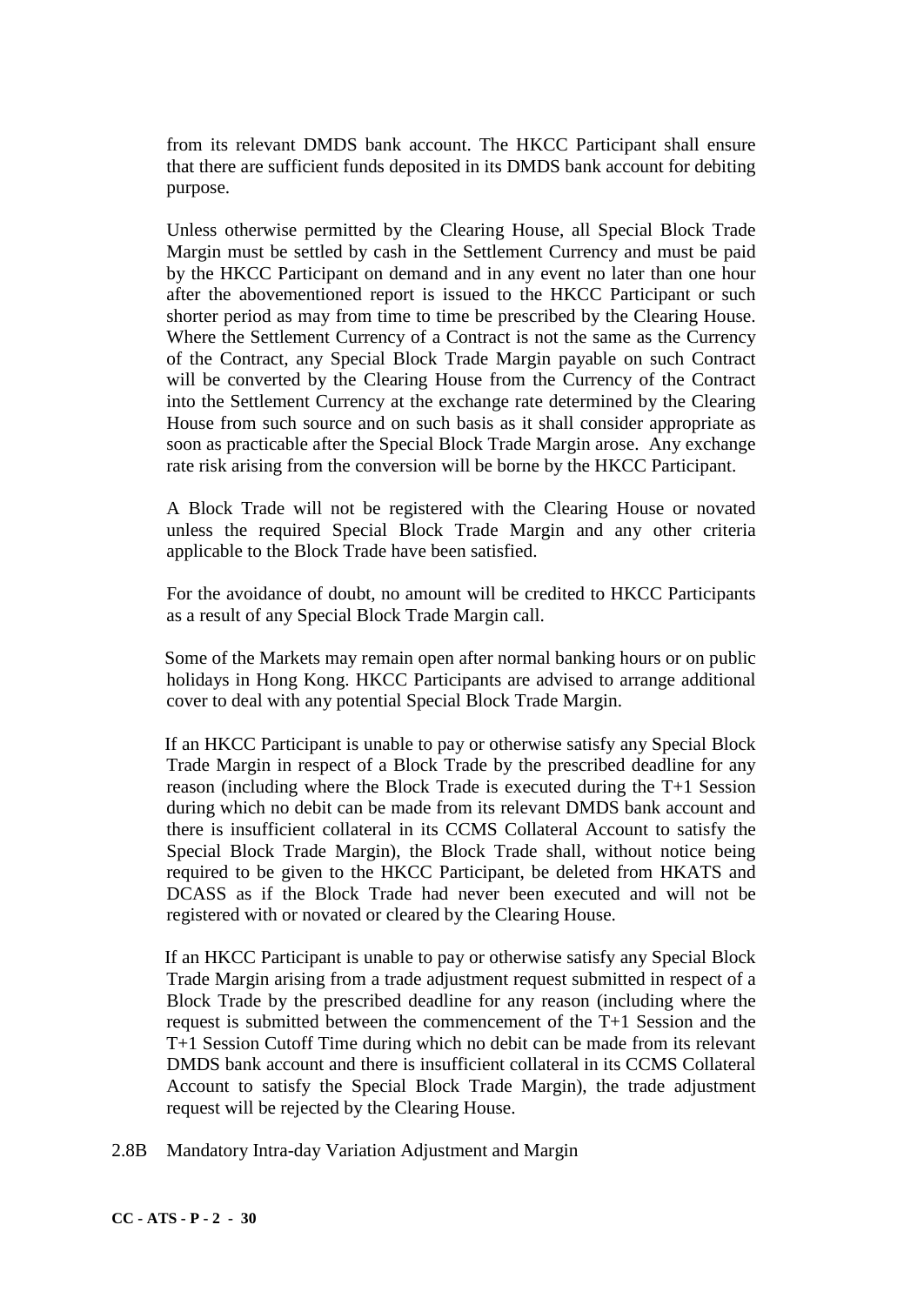from its relevant DMDS bank account. The HKCC Participant shall ensure that there are sufficient funds deposited in its DMDS bank account for debiting purpose.

Unless otherwise permitted by the Clearing House, all Special Block Trade Margin must be settled by cash in the Settlement Currency and must be paid by the HKCC Participant on demand and in any event no later than one hour after the abovementioned report is issued to the HKCC Participant or such shorter period as may from time to time be prescribed by the Clearing House. Where the Settlement Currency of a Contract is not the same as the Currency of the Contract, any Special Block Trade Margin payable on such Contract will be converted by the Clearing House from the Currency of the Contract into the Settlement Currency at the exchange rate determined by the Clearing House from such source and on such basis as it shall consider appropriate as soon as practicable after the Special Block Trade Margin arose. Any exchange rate risk arising from the conversion will be borne by the HKCC Participant.

A Block Trade will not be registered with the Clearing House or novated unless the required Special Block Trade Margin and any other criteria applicable to the Block Trade have been satisfied.

For the avoidance of doubt, no amount will be credited to HKCC Participants as a result of any Special Block Trade Margin call.

Some of the Markets may remain open after normal banking hours or on public holidays in Hong Kong. HKCC Participants are advised to arrange additional cover to deal with any potential Special Block Trade Margin.

If an HKCC Participant is unable to pay or otherwise satisfy any Special Block Trade Margin in respect of a Block Trade by the prescribed deadline for any reason (including where the Block Trade is executed during the T+1 Session during which no debit can be made from its relevant DMDS bank account and there is insufficient collateral in its CCMS Collateral Account to satisfy the Special Block Trade Margin), the Block Trade shall, without notice being required to be given to the HKCC Participant, be deleted from HKATS and DCASS as if the Block Trade had never been executed and will not be registered with or novated or cleared by the Clearing House.

If an HKCC Participant is unable to pay or otherwise satisfy any Special Block Trade Margin arising from a trade adjustment request submitted in respect of a Block Trade by the prescribed deadline for any reason (including where the request is submitted between the commencement of the T+1 Session and the T+1 Session Cutoff Time during which no debit can be made from its relevant DMDS bank account and there is insufficient collateral in its CCMS Collateral Account to satisfy the Special Block Trade Margin), the trade adjustment request will be rejected by the Clearing House.

2.8B Mandatory Intra-day Variation Adjustment and Margin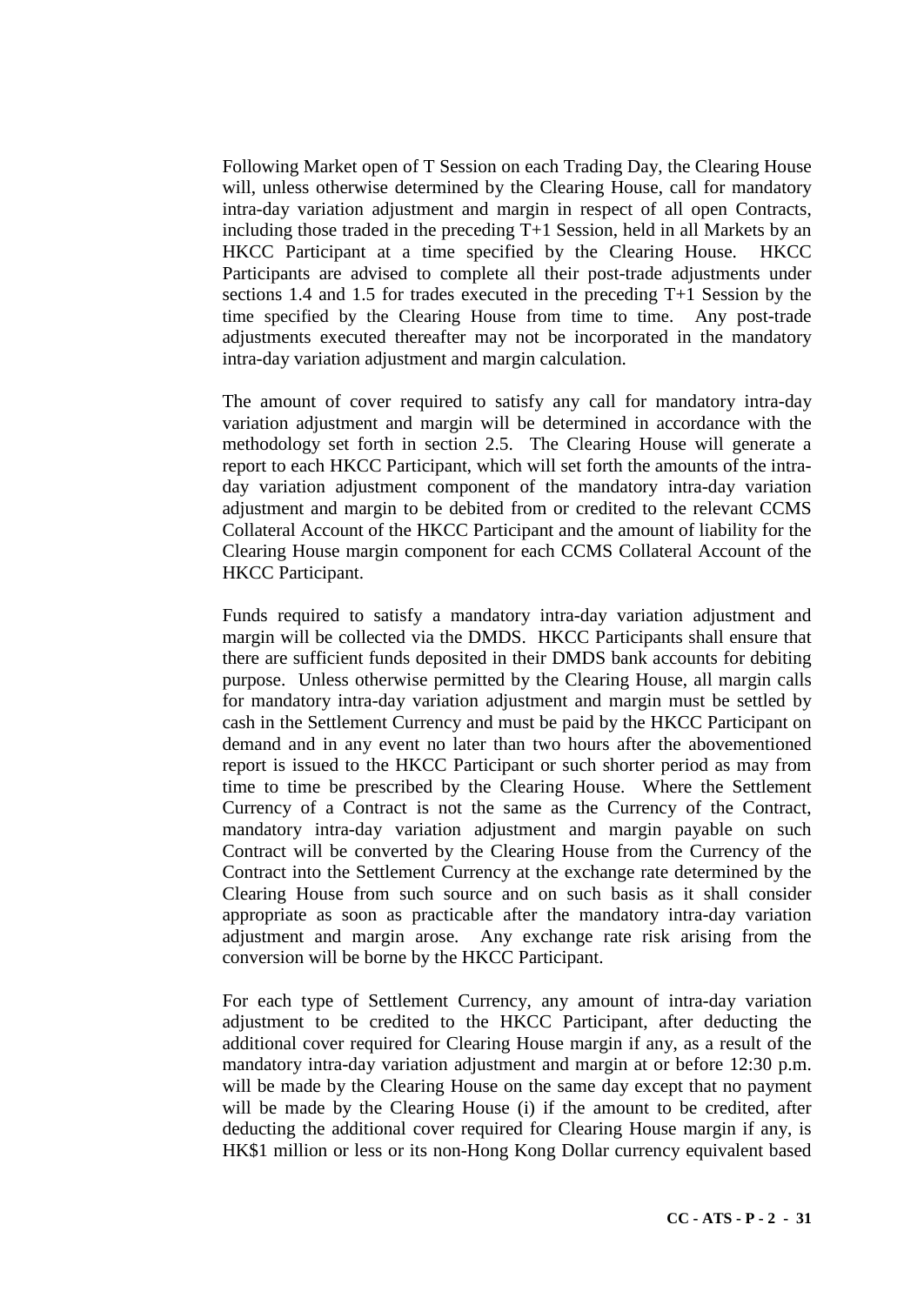Following Market open of T Session on each Trading Day, the Clearing House will, unless otherwise determined by the Clearing House, call for mandatory intra-day variation adjustment and margin in respect of all open Contracts, including those traded in the preceding T+1 Session, held in all Markets by an HKCC Participant at a time specified by the Clearing House. HKCC Participants are advised to complete all their post-trade adjustments under sections 1.4 and 1.5 for trades executed in the preceding T+1 Session by the time specified by the Clearing House from time to time. Any post-trade adjustments executed thereafter may not be incorporated in the mandatory intra-day variation adjustment and margin calculation.

The amount of cover required to satisfy any call for mandatory intra-day variation adjustment and margin will be determined in accordance with the methodology set forth in section 2.5. The Clearing House will generate a report to each HKCC Participant, which will set forth the amounts of the intra-day variation adjustment component of the mandatory intra-day variation adjustment and margin to be debited from or credited to the relevant CCMS Collateral Account of the HKCC Participant and the amount of liability for the Clearing House margin component for each CCMS Collateral Account of the HKCC Participant.

Funds required to satisfy a mandatory intra-day variation adjustment and margin will be collected via the DMDS. HKCC Participants shall ensure that there are sufficient funds deposited in their DMDS bank accounts for debiting purpose. Unless otherwise permitted by the Clearing House, all margin calls for mandatory intra-day variation adjustment and margin must be settled by cash in the Settlement Currency and must be paid by the HKCC Participant on demand and in any event no later than two hours after the abovementioned report is issued to the HKCC Participant or such shorter period as may from time to time be prescribed by the Clearing House. Where the Settlement Currency of a Contract is not the same as the Currency of the Contract, mandatory intra-day variation adjustment and margin payable on such Contract will be converted by the Clearing House from the Currency of the Contract into the Settlement Currency at the exchange rate determined by the Clearing House from such source and on such basis as it shall consider appropriate as soon as practicable after the mandatory intra-day variation adjustment and margin arose. Any exchange rate risk arising from the conversion will be borne by the HKCC Participant.

For each type of Settlement Currency, any amount of intra-day variation adjustment to be credited to the HKCC Participant, after deducting the additional cover required for Clearing House margin if any, as a result of the mandatory intra-day variation adjustment and margin at or before 12:30 p.m. will be made by the Clearing House on the same day except that no payment will be made by the Clearing House (i) if the amount to be credited, after deducting the additional cover required for Clearing House margin if any, is HK$1 million or less or its non-Hong Kong Dollar currency equivalent based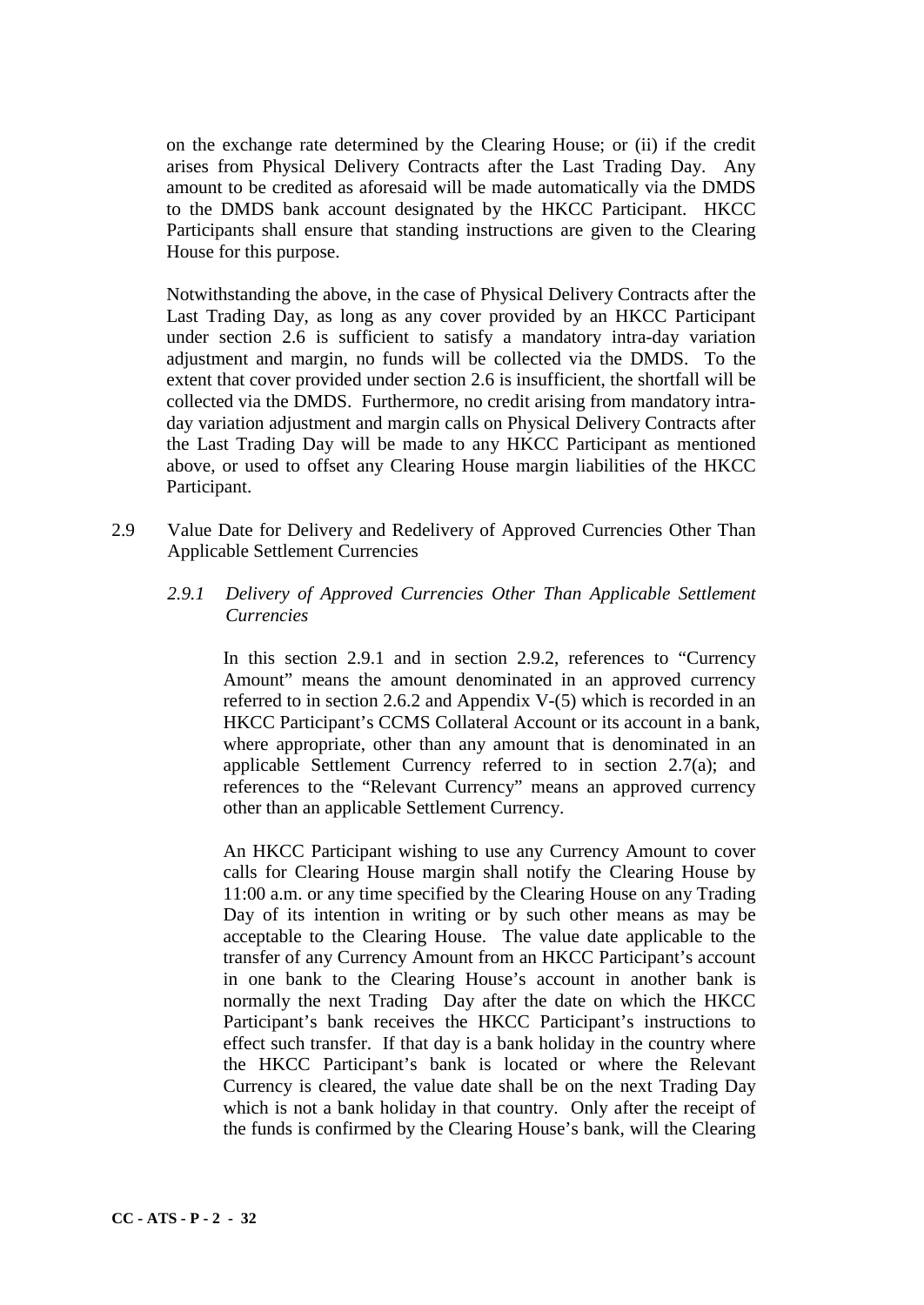on the exchange rate determined by the Clearing House; or (ii) if the credit arises from Physical Delivery Contracts after the Last Trading Day. Any amount to be credited as aforesaid will be made automatically via the DMDS to the DMDS bank account designated by the HKCC Participant. HKCC Participants shall ensure that standing instructions are given to the Clearing House for this purpose.

Notwithstanding the above, in the case of Physical Delivery Contracts after the Last Trading Day, as long as any cover provided by an HKCC Participant under section 2.6 is sufficient to satisfy a mandatory intra-day variation adjustment and margin, no funds will be collected via the DMDS. To the extent that cover provided under section 2.6 is insufficient, the shortfall will be collected via the DMDS. Furthermore, no credit arising from mandatory intra-day variation adjustment and margin calls on Physical Delivery Contracts after the Last Trading Day will be made to any HKCC Participant as mentioned above, or used to offset any Clearing House margin liabilities of the HKCC Participant.

2.9 Value Date for Delivery and Redelivery of Approved Currencies Other Than Applicable Settlement Currencies

*2.9.1 Delivery of Approved Currencies Other Than Applicable Settlement Currencies*

In this section 2.9.1 and in section 2.9.2, references to "Currency Amount" means the amount denominated in an approved currency referred to in section 2.6.2 and Appendix V-(5) which is recorded in an HKCC Participant's CCMS Collateral Account or its account in a bank, where appropriate, other than any amount that is denominated in an applicable Settlement Currency referred to in section 2.7(a); and references to the "Relevant Currency" means an approved currency other than an applicable Settlement Currency.

An HKCC Participant wishing to use any Currency Amount to cover calls for Clearing House margin shall notify the Clearing House by 11:00 a.m. or any time specified by the Clearing House on any Trading Day of its intention in writing or by such other means as may be acceptable to the Clearing House. The value date applicable to the transfer of any Currency Amount from an HKCC Participant's account in one bank to the Clearing House's account in another bank is normally the next Trading Day after the date on which the HKCC Participant's bank receives the HKCC Participant's instructions to effect such transfer. If that day is a bank holiday in the country where the HKCC Participant's bank is located or where the Relevant Currency is cleared, the value date shall be on the next Trading Day which is not a bank holiday in that country. Only after the receipt of the funds is confirmed by the Clearing House's bank, will the Clearing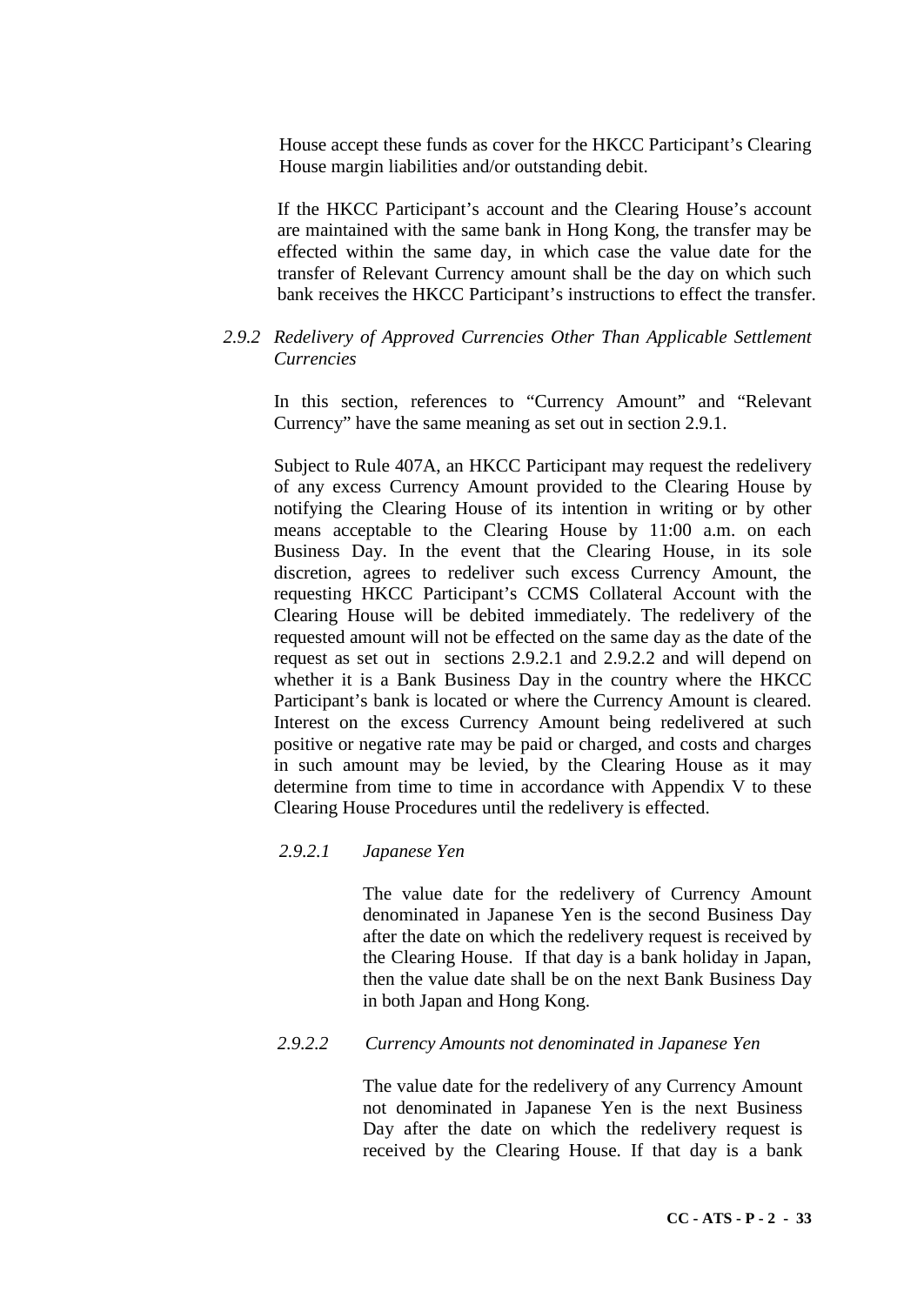House accept these funds as cover for the HKCC Participant's Clearing House margin liabilities and/or outstanding debit.

If the HKCC Participant's account and the Clearing House's account are maintained with the same bank in Hong Kong, the transfer may be effected within the same day, in which case the value date for the transfer of Relevant Currency amount shall be the day on which such bank receives the HKCC Participant's instructions to effect the transfer.

*2.9.2 Redelivery of Approved Currencies Other Than Applicable Settlement Currencies*

In this section, references to "Currency Amount" and "Relevant Currency" have the same meaning as set out in section 2.9.1.

Subject to Rule 407A, an HKCC Participant may request the redelivery of any excess Currency Amount provided to the Clearing House by notifying the Clearing House of its intention in writing or by other means acceptable to the Clearing House by 11:00 a.m. on each Business Day. In the event that the Clearing House, in its sole discretion, agrees to redeliver such excess Currency Amount, the requesting HKCC Participant's CCMS Collateral Account with the Clearing House will be debited immediately. The redelivery of the requested amount will not be effected on the same day as the date of the request as set out in sections 2.9.2.1 and 2.9.2.2 and will depend on whether it is a Bank Business Day in the country where the HKCC Participant's bank is located or where the Currency Amount is cleared. Interest on the excess Currency Amount being redelivered at such positive or negative rate may be paid or charged, and costs and charges in such amount may be levied, by the Clearing House as it may determine from time to time in accordance with Appendix V to these Clearing House Procedures until the redelivery is effected.

*2.9.2.1 Japanese Yen*

The value date for the redelivery of Currency Amount denominated in Japanese Yen is the second Business Day after the date on which the redelivery request is received by the Clearing House. If that day is a bank holiday in Japan, then the value date shall be on the next Bank Business Day in both Japan and Hong Kong.

*2.9.2.2 Currency Amounts not denominated in Japanese Yen*

The value date for the redelivery of any Currency Amount not denominated in Japanese Yen is the next Business Day after the date on which the redelivery request is received by the Clearing House. If that day is a bank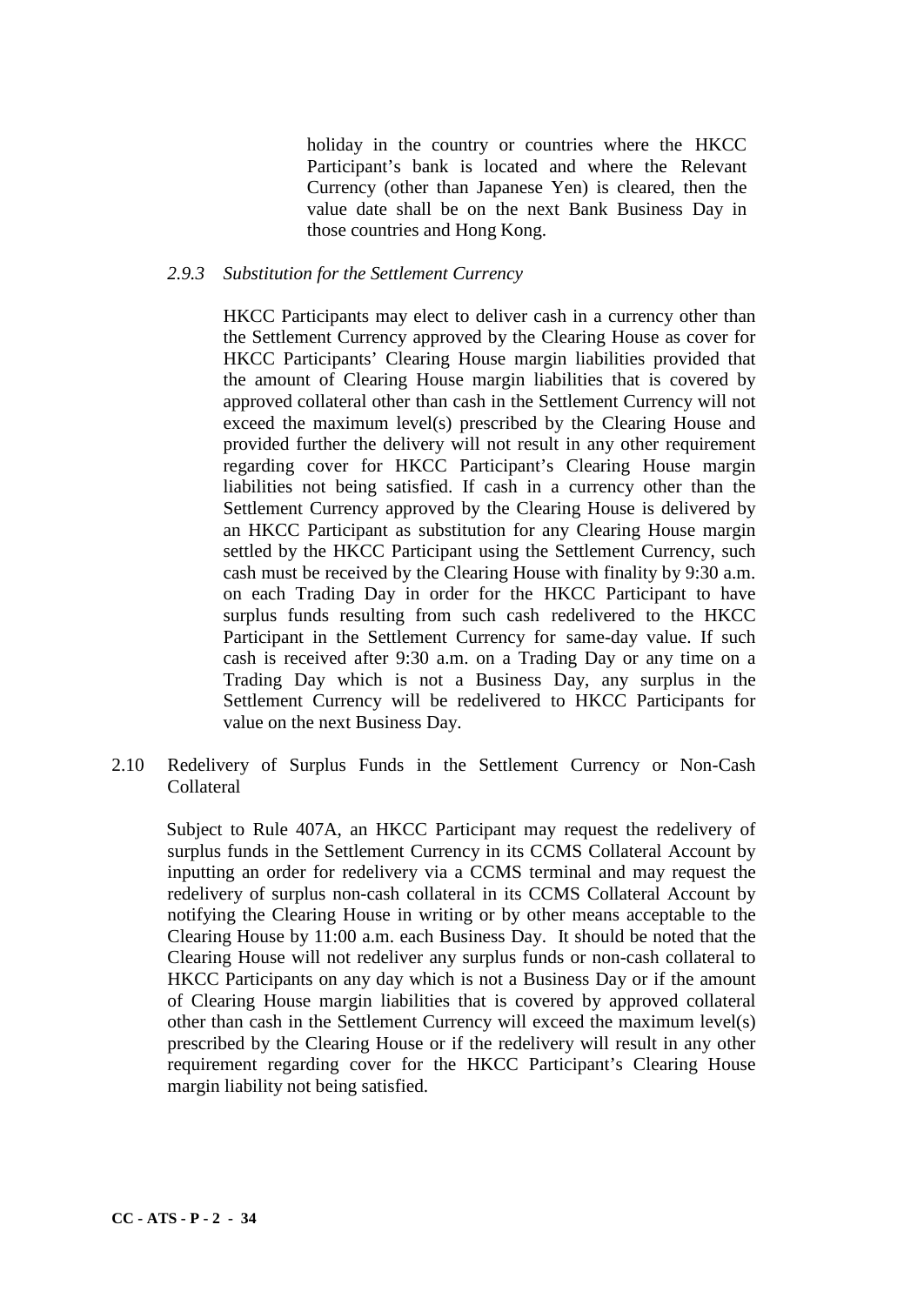holiday in the country or countries where the HKCC Participant's bank is located and where the Relevant Currency (other than Japanese Yen) is cleared, then the value date shall be on the next Bank Business Day in those countries and Hong Kong.

*2.9.3 Substitution for the Settlement Currency*

HKCC Participants may elect to deliver cash in a currency other than the Settlement Currency approved by the Clearing House as cover for HKCC Participants' Clearing House margin liabilities provided that the amount of Clearing House margin liabilities that is covered by approved collateral other than cash in the Settlement Currency will not exceed the maximum level(s) prescribed by the Clearing House and provided further the delivery will not result in any other requirement regarding cover for HKCC Participant's Clearing House margin liabilities not being satisfied. If cash in a currency other than the Settlement Currency approved by the Clearing House is delivered by an HKCC Participant as substitution for any Clearing House margin settled by the HKCC Participant using the Settlement Currency, such cash must be received by the Clearing House with finality by 9:30 a.m. on each Trading Day in order for the HKCC Participant to have surplus funds resulting from such cash redelivered to the HKCC Participant in the Settlement Currency for same-day value. If such cash is received after 9:30 a.m. on a Trading Day or any time on a Trading Day which is not a Business Day, any surplus in the Settlement Currency will be redelivered to HKCC Participants for value on the next Business Day.

2.10 Redelivery of Surplus Funds in the Settlement Currency or Non-Cash Collateral

Subject to Rule 407A, an HKCC Participant may request the redelivery of surplus funds in the Settlement Currency in its CCMS Collateral Account by inputting an order for redelivery via a CCMS terminal and may request the redelivery of surplus non-cash collateral in its CCMS Collateral Account by notifying the Clearing House in writing or by other means acceptable to the Clearing House by 11:00 a.m. each Business Day. It should be noted that the Clearing House will not redeliver any surplus funds or non-cash collateral to HKCC Participants on any day which is not a Business Day or if the amount of Clearing House margin liabilities that is covered by approved collateral other than cash in the Settlement Currency will exceed the maximum level(s) prescribed by the Clearing House or if the redelivery will result in any other requirement regarding cover for the HKCC Participant's Clearing House margin liability not being satisfied.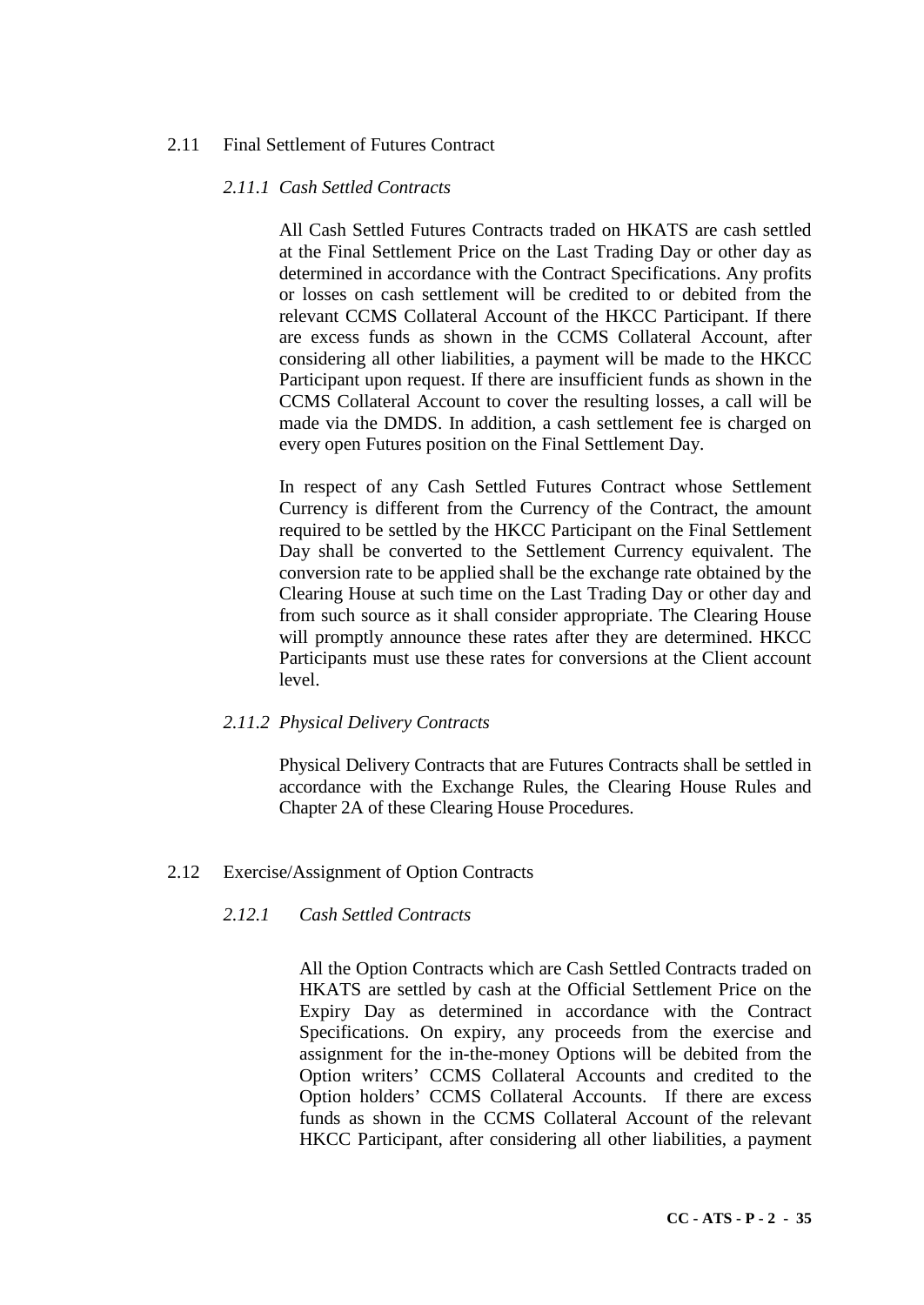## 2.11 Final Settlement of Futures Contract

### *2.11.1 Cash Settled Contracts*

All Cash Settled Futures Contracts traded on HKATS are cash settled at the Final Settlement Price on the Last Trading Day or other day as determined in accordance with the Contract Specifications. Any profits or losses on cash settlement will be credited to or debited from the relevant CCMS Collateral Account of the HKCC Participant. If there are excess funds as shown in the CCMS Collateral Account, after considering all other liabilities, a payment will be made to the HKCC Participant upon request. If there are insufficient funds as shown in the CCMS Collateral Account to cover the resulting losses, a call will be made via the DMDS. In addition, a cash settlement fee is charged on every open Futures position on the Final Settlement Day.

In respect of any Cash Settled Futures Contract whose Settlement Currency is different from the Currency of the Contract, the amount required to be settled by the HKCC Participant on the Final Settlement Day shall be converted to the Settlement Currency equivalent. The conversion rate to be applied shall be the exchange rate obtained by the Clearing House at such time on the Last Trading Day or other day and from such source as it shall consider appropriate. The Clearing House will promptly announce these rates after they are determined. HKCC Participants must use these rates for conversions at the Client account level.

### *2.11.2 Physical Delivery Contracts*

Physical Delivery Contracts that are Futures Contracts shall be settled in accordance with the Exchange Rules, the Clearing House Rules and Chapter 2A of these Clearing House Procedures.

## 2.12 Exercise/Assignment of Option Contracts

### *2.12.1 Cash Settled Contracts*

All the Option Contracts which are Cash Settled Contracts traded on HKATS are settled by cash at the Official Settlement Price on the Expiry Day as determined in accordance with the Contract Specifications. On expiry, any proceeds from the exercise and assignment for the in-the-money Options will be debited from the Option writers' CCMS Collateral Accounts and credited to the Option holders' CCMS Collateral Accounts. If there are excess funds as shown in the CCMS Collateral Account of the relevant HKCC Participant, after considering all other liabilities, a payment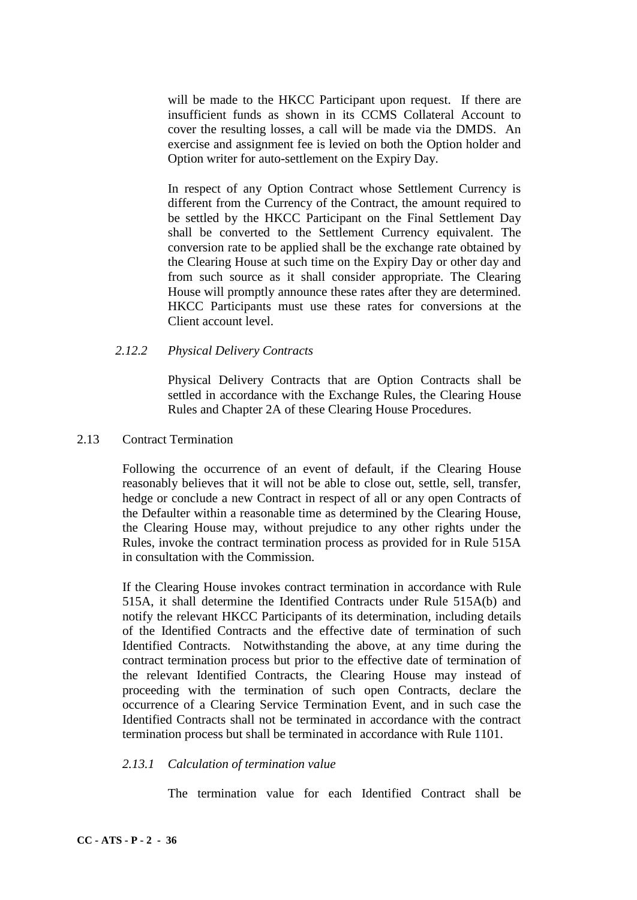will be made to the HKCC Participant upon request. If there are insufficient funds as shown in its CCMS Collateral Account to cover the resulting losses, a call will be made via the DMDS. An exercise and assignment fee is levied on both the Option holder and Option writer for auto-settlement on the Expiry Day.

In respect of any Option Contract whose Settlement Currency is different from the Currency of the Contract, the amount required to be settled by the HKCC Participant on the Final Settlement Day shall be converted to the Settlement Currency equivalent. The conversion rate to be applied shall be the exchange rate obtained by the Clearing House at such time on the Expiry Day or other day and from such source as it shall consider appropriate. The Clearing House will promptly announce these rates after they are determined. HKCC Participants must use these rates for conversions at the Client account level.

#### *2.12.2 Physical Delivery Contracts*

Physical Delivery Contracts that are Option Contracts shall be settled in accordance with the Exchange Rules, the Clearing House Rules and Chapter 2A of these Clearing House Procedures.

### 2.13 Contract Termination

Following the occurrence of an event of default, if the Clearing House reasonably believes that it will not be able to close out, settle, sell, transfer, hedge or conclude a new Contract in respect of all or any open Contracts of the Defaulter within a reasonable time as determined by the Clearing House, the Clearing House may, without prejudice to any other rights under the Rules, invoke the contract termination process as provided for in Rule 515A in consultation with the Commission.

If the Clearing House invokes contract termination in accordance with Rule 515A, it shall determine the Identified Contracts under Rule 515A(b) and notify the relevant HKCC Participants of its determination, including details of the Identified Contracts and the effective date of termination of such Identified Contracts. Notwithstanding the above, at any time during the contract termination process but prior to the effective date of termination of the relevant Identified Contracts, the Clearing House may instead of proceeding with the termination of such open Contracts, declare the occurrence of a Clearing Service Termination Event, and in such case the Identified Contracts shall not be terminated in accordance with the contract termination process but shall be terminated in accordance with Rule 1101.

#### *2.13.1 Calculation of termination value*

The termination value for each Identified Contract shall be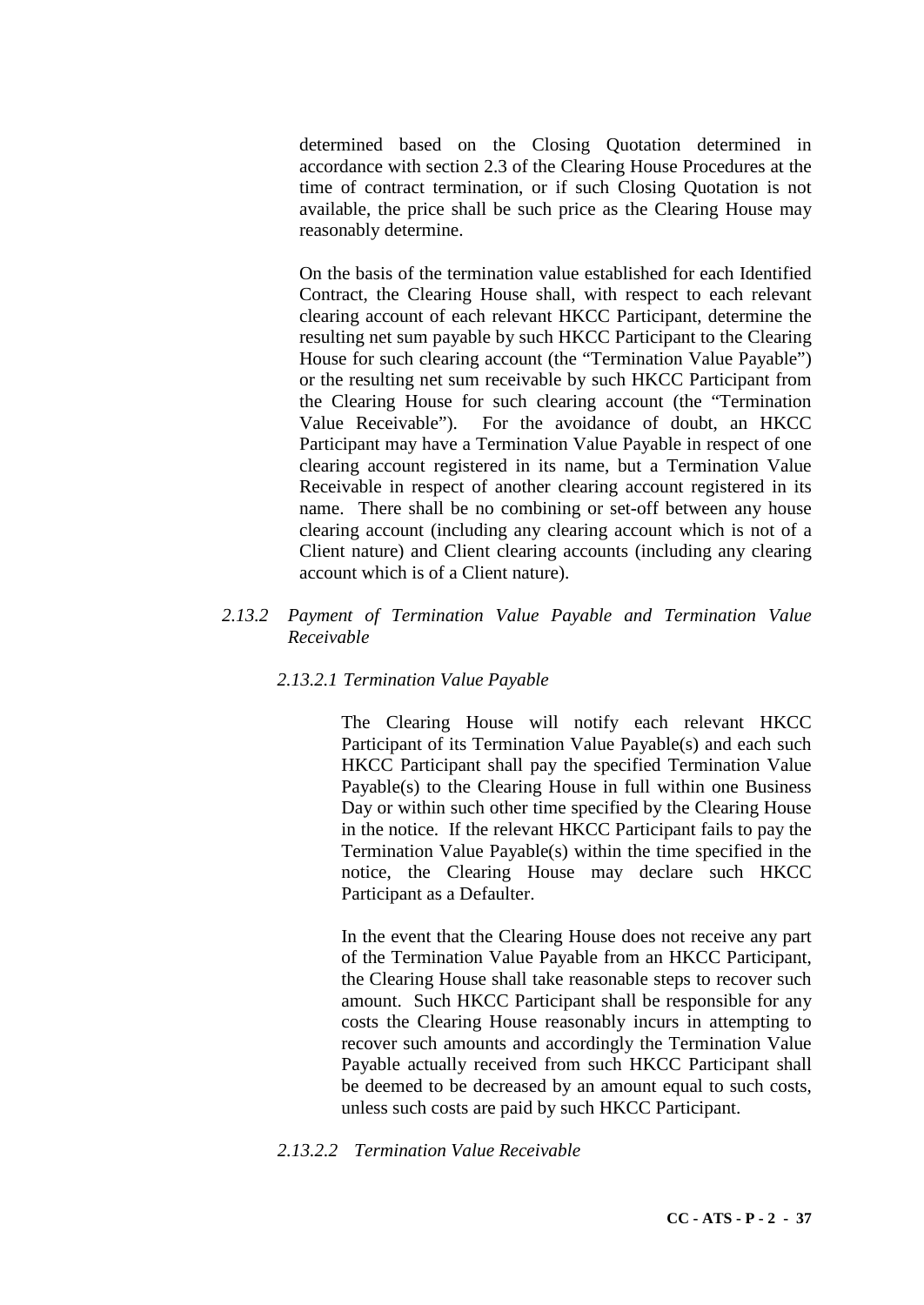determined based on the Closing Quotation determined in accordance with section 2.3 of the Clearing House Procedures at the time of contract termination, or if such Closing Quotation is not available, the price shall be such price as the Clearing House may reasonably determine.

On the basis of the termination value established for each Identified Contract, the Clearing House shall, with respect to each relevant clearing account of each relevant HKCC Participant, determine the resulting net sum payable by such HKCC Participant to the Clearing House for such clearing account (the "Termination Value Payable") or the resulting net sum receivable by such HKCC Participant from the Clearing House for such clearing account (the "Termination Value Receivable"). For the avoidance of doubt, an HKCC Participant may have a Termination Value Payable in respect of one clearing account registered in its name, but a Termination Value Receivable in respect of another clearing account registered in its name. There shall be no combining or set-off between any house clearing account (including any clearing account which is not of a Client nature) and Client clearing accounts (including any clearing account which is of a Client nature).

*2.13.2 Payment of Termination Value Payable and Termination Value Receivable*

*2.13.2.1 Termination Value Payable*

The Clearing House will notify each relevant HKCC Participant of its Termination Value Payable(s) and each such HKCC Participant shall pay the specified Termination Value Payable(s) to the Clearing House in full within one Business Day or within such other time specified by the Clearing House in the notice. If the relevant HKCC Participant fails to pay the Termination Value Payable(s) within the time specified in the notice, the Clearing House may declare such HKCC Participant as a Defaulter.

In the event that the Clearing House does not receive any part of the Termination Value Payable from an HKCC Participant, the Clearing House shall take reasonable steps to recover such amount. Such HKCC Participant shall be responsible for any costs the Clearing House reasonably incurs in attempting to recover such amounts and accordingly the Termination Value Payable actually received from such HKCC Participant shall be deemed to be decreased by an amount equal to such costs, unless such costs are paid by such HKCC Participant.

*2.13.2.2 Termination Value Receivable*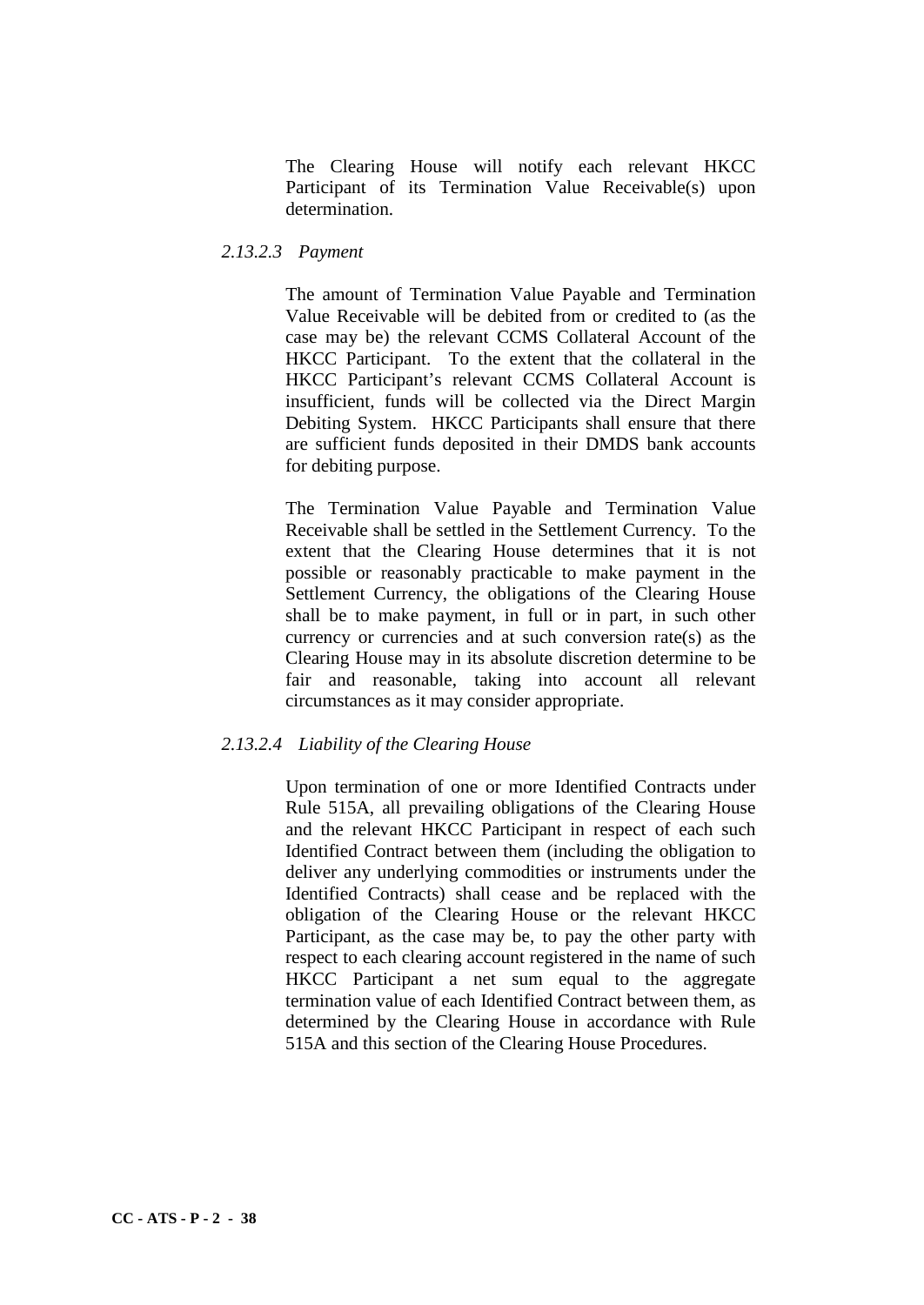The Clearing House will notify each relevant HKCC Participant of its Termination Value Receivable(s) upon determination.

#### *2.13.2.3 Payment*

The amount of Termination Value Payable and Termination Value Receivable will be debited from or credited to (as the case may be) the relevant CCMS Collateral Account of the HKCC Participant. To the extent that the collateral in the HKCC Participant's relevant CCMS Collateral Account is insufficient, funds will be collected via the Direct Margin Debiting System. HKCC Participants shall ensure that there are sufficient funds deposited in their DMDS bank accounts for debiting purpose.

The Termination Value Payable and Termination Value Receivable shall be settled in the Settlement Currency. To the extent that the Clearing House determines that it is not possible or reasonably practicable to make payment in the Settlement Currency, the obligations of the Clearing House shall be to make payment, in full or in part, in such other currency or currencies and at such conversion rate(s) as the Clearing House may in its absolute discretion determine to be fair and reasonable, taking into account all relevant circumstances as it may consider appropriate.

#### *2.13.2.4 Liability of the Clearing House*

Upon termination of one or more Identified Contracts under Rule 515A, all prevailing obligations of the Clearing House and the relevant HKCC Participant in respect of each such Identified Contract between them (including the obligation to deliver any underlying commodities or instruments under the Identified Contracts) shall cease and be replaced with the obligation of the Clearing House or the relevant HKCC Participant, as the case may be, to pay the other party with respect to each clearing account registered in the name of such HKCC Participant a net sum equal to the aggregate termination value of each Identified Contract between them, as determined by the Clearing House in accordance with Rule 515A and this section of the Clearing House Procedures.